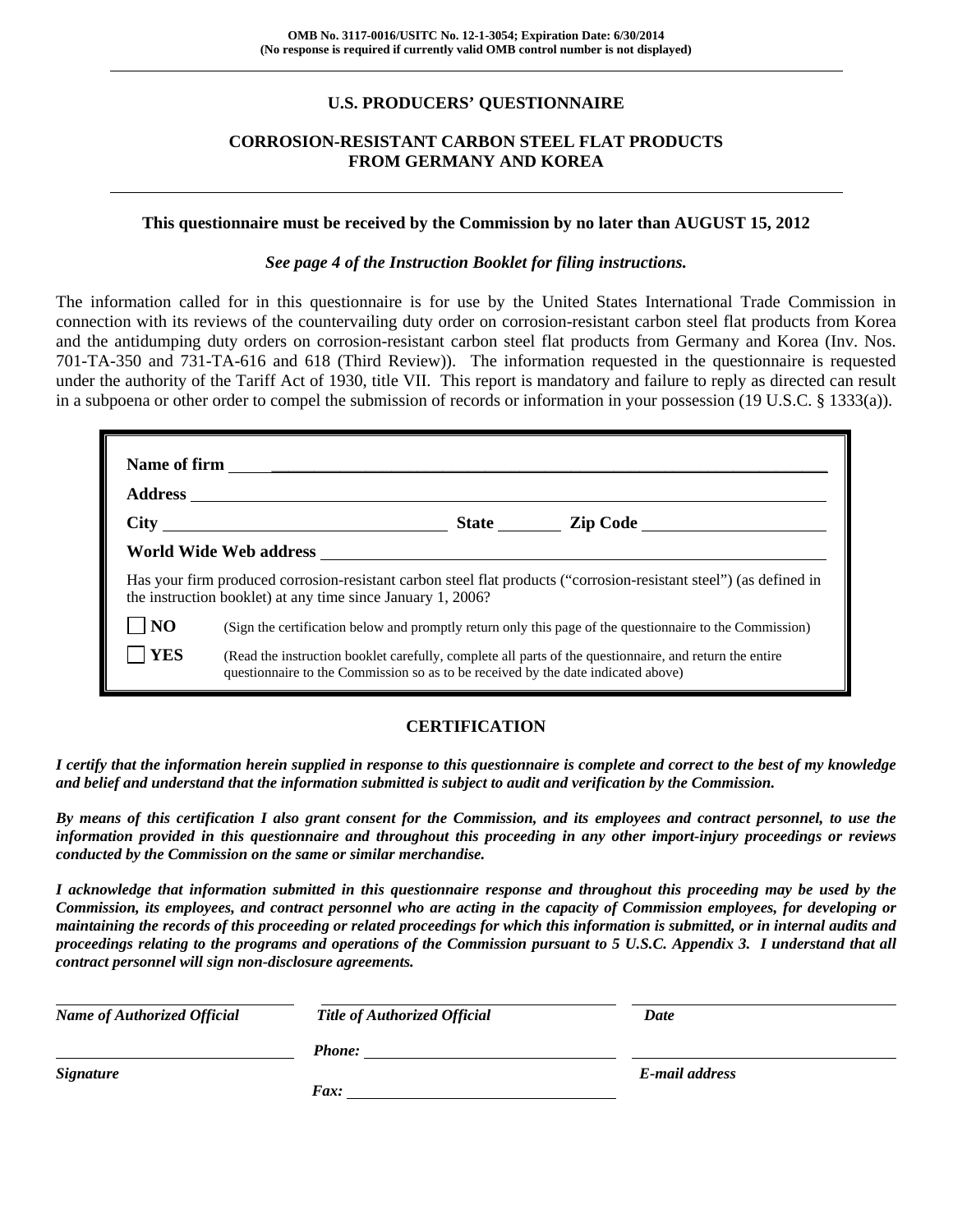**OMB No. 3117-0016/USITC No. 12-1-3054; Expiration Date: 6/30/2014**
**(No response is required if currently valid OMB control number is not displayed)**

# U.S. PRODUCERS' QUESTIONNAIRE

## CORROSION-RESISTANT CARBON STEEL FLAT PRODUCTS FROM GERMANY AND KOREA

**This questionnaire must be received by the Commission by no later than AUGUST 15, 2012**

***See page 4 of the Instruction Booklet for filing instructions.***

The information called for in this questionnaire is for use by the United States International Trade Commission in connection with its reviews of the countervailing duty order on corrosion-resistant carbon steel flat products from Korea and the antidumping duty orders on corrosion-resistant carbon steel flat products from Germany and Korea (Inv. Nos. 701-TA-350 and 731-TA-616 and 618 (Third Review)). The information requested in the questionnaire is requested under the authority of the Tariff Act of 1930, title VII. This report is mandatory and failure to reply as directed can result in a subpoena or other order to compel the submission of records or information in your possession (19 U.S.C. § 1333(a)).

**Name of firm** ______________________________

**Address** ______________________________

**City** ______________ **State** ________ **Zip Code** ______________

**World Wide Web address** ______________________________

Has your firm produced corrosion-resistant carbon steel flat products ("corrosion-resistant steel") (as defined in the instruction booklet) at any time since January 1, 2006?

☐ **NO** (Sign the certification below and promptly return only this page of the questionnaire to the Commission)

☐ **YES** (Read the instruction booklet carefully, complete all parts of the questionnaire, and return the entire questionnaire to the Commission so as to be received by the date indicated above)

## CERTIFICATION

***I certify that the information herein supplied in response to this questionnaire is complete and correct to the best of my knowledge and belief and understand that the information submitted is subject to audit and verification by the Commission.***

***By means of this certification I also grant consent for the Commission, and its employees and contract personnel, to use the information provided in this questionnaire and throughout this proceeding in any other import-injury proceedings or reviews conducted by the Commission on the same or similar merchandise.***

***I acknowledge that information submitted in this questionnaire response and throughout this proceeding may be used by the Commission, its employees, and contract personnel who are acting in the capacity of Commission employees, for developing or maintaining the records of this proceeding or related proceedings for which this information is submitted, or in internal audits and proceedings relating to the programs and operations of the Commission pursuant to 5 U.S.C. Appendix 3. I understand that all contract personnel will sign non-disclosure agreements.***

| | | |
|---|---|---|
| ______________________ | ______________________ | ______________________ |
| ***Name of Authorized Official*** | ***Title of Authorized Official*** | ***Date*** |
| ______________________ | ***Phone:*** ______________ | ______________________ |
| ***Signature*** | ***Fax:*** ______________ | ***E-mail address*** |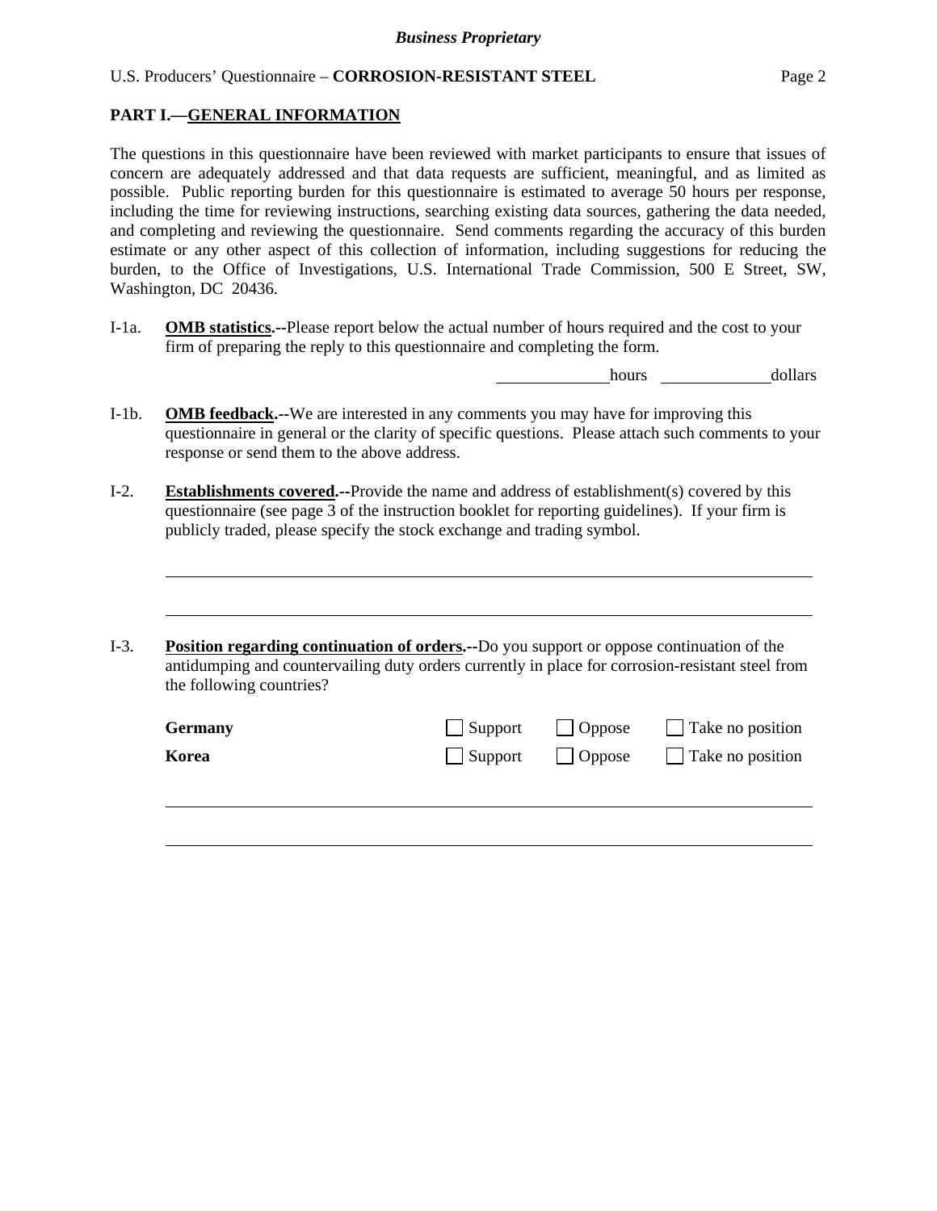## PART I.—GENERAL INFORMATION

The questions in this questionnaire have been reviewed with market participants to ensure that issues of concern are adequately addressed and that data requests are sufficient, meaningful, and as limited as possible. Public reporting burden for this questionnaire is estimated to average 50 hours per response, including the time for reviewing instructions, searching existing data sources, gathering the data needed, and completing and reviewing the questionnaire. Send comments regarding the accuracy of this burden estimate or any other aspect of this collection of information, including suggestions for reducing the burden, to the Office of Investigations, U.S. International Trade Commission, 500 E Street, SW, Washington, DC 20436.

I-1a. **OMB statistics.--**Please report below the actual number of hours required and the cost to your firm of preparing the reply to this questionnaire and completing the form.

_____________ hours _____________ dollars

I-1b. **OMB feedback.--**We are interested in any comments you may have for improving this questionnaire in general or the clarity of specific questions. Please attach such comments to your response or send them to the above address.

I-2. **Establishments covered.--**Provide the name and address of establishment(s) covered by this questionnaire (see page 3 of the instruction booklet for reporting guidelines). If your firm is publicly traded, please specify the stock exchange and trading symbol.

_______________________________________________________________________________

_______________________________________________________________________________

I-3. **Position regarding continuation of orders.--**Do you support or oppose continuation of the antidumping and countervailing duty orders currently in place for corrosion-resistant steel from the following countries?

| | | | |
|---|---|---|---|
| **Germany** | ☐ Support | ☐ Oppose | ☐ Take no position |
| **Korea** | ☐ Support | ☐ Oppose | ☐ Take no position |

_______________________________________________________________________________

_______________________________________________________________________________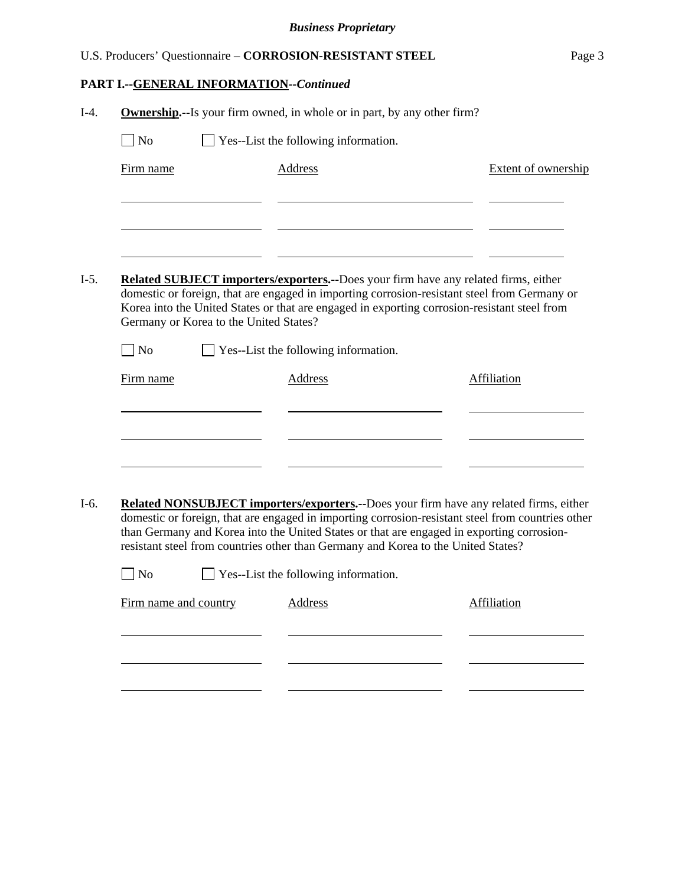## PART I.--GENERAL INFORMATION--*Continued*

I-4. **Ownership.**--Is your firm owned, in whole or in part, by any other firm?

☐ No ☐ Yes--List the following information.

| Firm name | Address | Extent of ownership |
|---|---|---|
| | | |
| | | |
| | | |

I-5. **Related SUBJECT importers/exporters.**--Does your firm have any related firms, either domestic or foreign, that are engaged in importing corrosion-resistant steel from Germany or Korea into the United States or that are engaged in exporting corrosion-resistant steel from Germany or Korea to the United States?

☐ No ☐ Yes--List the following information.

| Firm name | Address | Affiliation |
|---|---|---|
| | | |
| | | |
| | | |

I-6. **Related NONSUBJECT importers/exporters.**--Does your firm have any related firms, either domestic or foreign, that are engaged in importing corrosion-resistant steel from countries other than Germany and Korea into the United States or that are engaged in exporting corrosion-resistant steel from countries other than Germany and Korea to the United States?

☐ No ☐ Yes--List the following information.

| Firm name and country | Address | Affiliation |
|---|---|---|
| | | |
| | | |
| | | |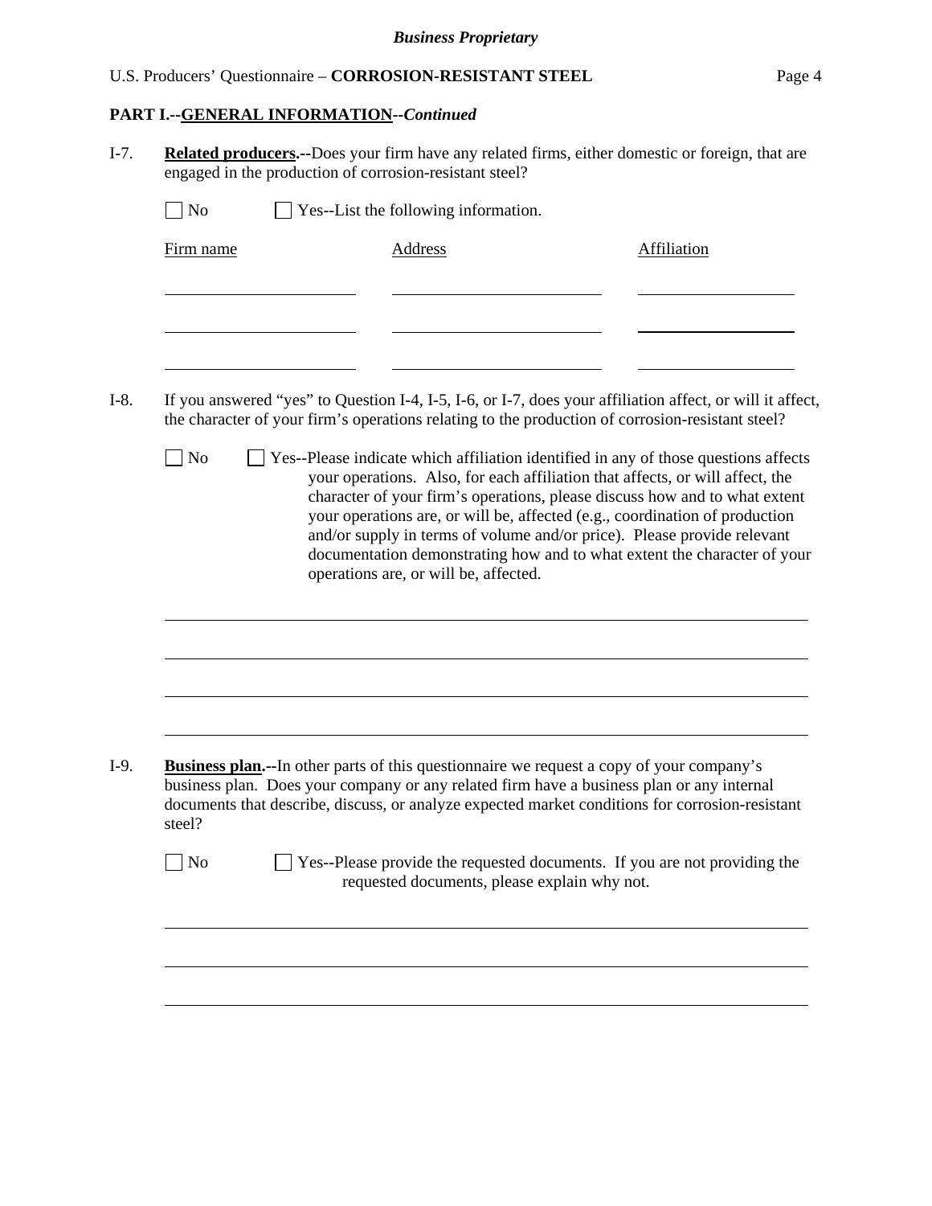**PART I.--GENERAL INFORMATION--*Continued***

I-7. **Related producers.--**Does your firm have any related firms, either domestic or foreign, that are engaged in the production of corrosion-resistant steel?

☐ No ☐ Yes--List the following information.

| Firm name | Address | Affiliation |
| --- | --- | --- |
| | | |
| | | |
| | | |

I-8. If you answered "yes" to Question I-4, I-5, I-6, or I-7, does your affiliation affect, or will it affect, the character of your firm's operations relating to the production of corrosion-resistant steel?

☐ No ☐ Yes--Please indicate which affiliation identified in any of those questions affects your operations. Also, for each affiliation that affects, or will affect, the character of your firm's operations, please discuss how and to what extent your operations are, or will be, affected (e.g., coordination of production and/or supply in terms of volume and/or price). Please provide relevant documentation demonstrating how and to what extent the character of your operations are, or will be, affected.

I-9. **Business plan.--**In other parts of this questionnaire we request a copy of your company's business plan. Does your company or any related firm have a business plan or any internal documents that describe, discuss, or analyze expected market conditions for corrosion-resistant steel?

☐ No ☐ Yes--Please provide the requested documents. If you are not providing the requested documents, please explain why not.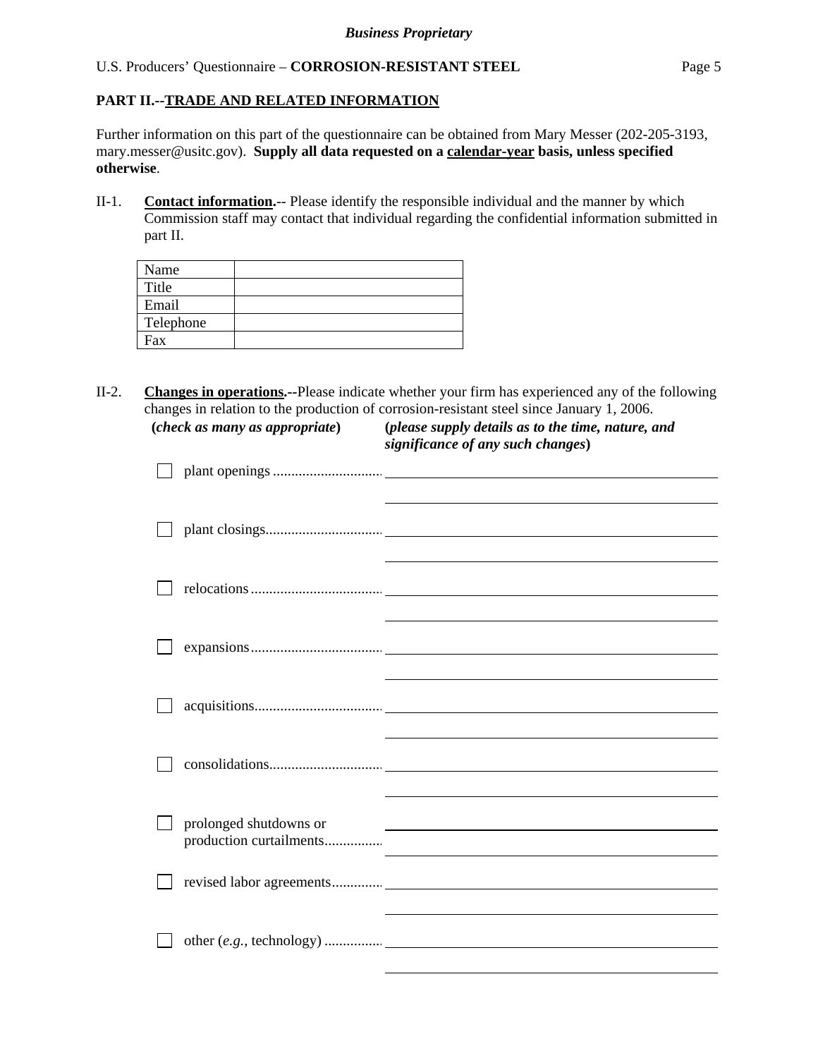**PART II.--TRADE AND RELATED INFORMATION**

Further information on this part of the questionnaire can be obtained from Mary Messer (202-205-3193, mary.messer@usitc.gov). **Supply all data requested on a calendar-year basis, unless specified otherwise**.

II-1. **Contact information.**-- Please identify the responsible individual and the manner by which Commission staff may contact that individual regarding the confidential information submitted in part II.

| | |
|---|---|
| Name | |
| Title | |
| Email | |
| Telephone | |
| Fax | |

II-2. **Changes in operations.--**Please indicate whether your firm has experienced any of the following changes in relation to the production of corrosion-resistant steel since January 1, 2006.

**(*check as many as appropriate*)** **(*please supply details as to the time, nature, and significance of any such changes*)**

☐ plant openings ............................ ______________________________

☐ plant closings.............................. ______________________________

☐ relocations .................................. ______________________________

☐ expansions .................................. ______________________________

☐ acquisitions................................. ______________________________

☐ consolidations.............................. ______________________________

☐ prolonged shutdowns or production curtailments................ ______________________________

☐ revised labor agreements.............. ______________________________

☐ other (*e.g.*, technology) ................ ______________________________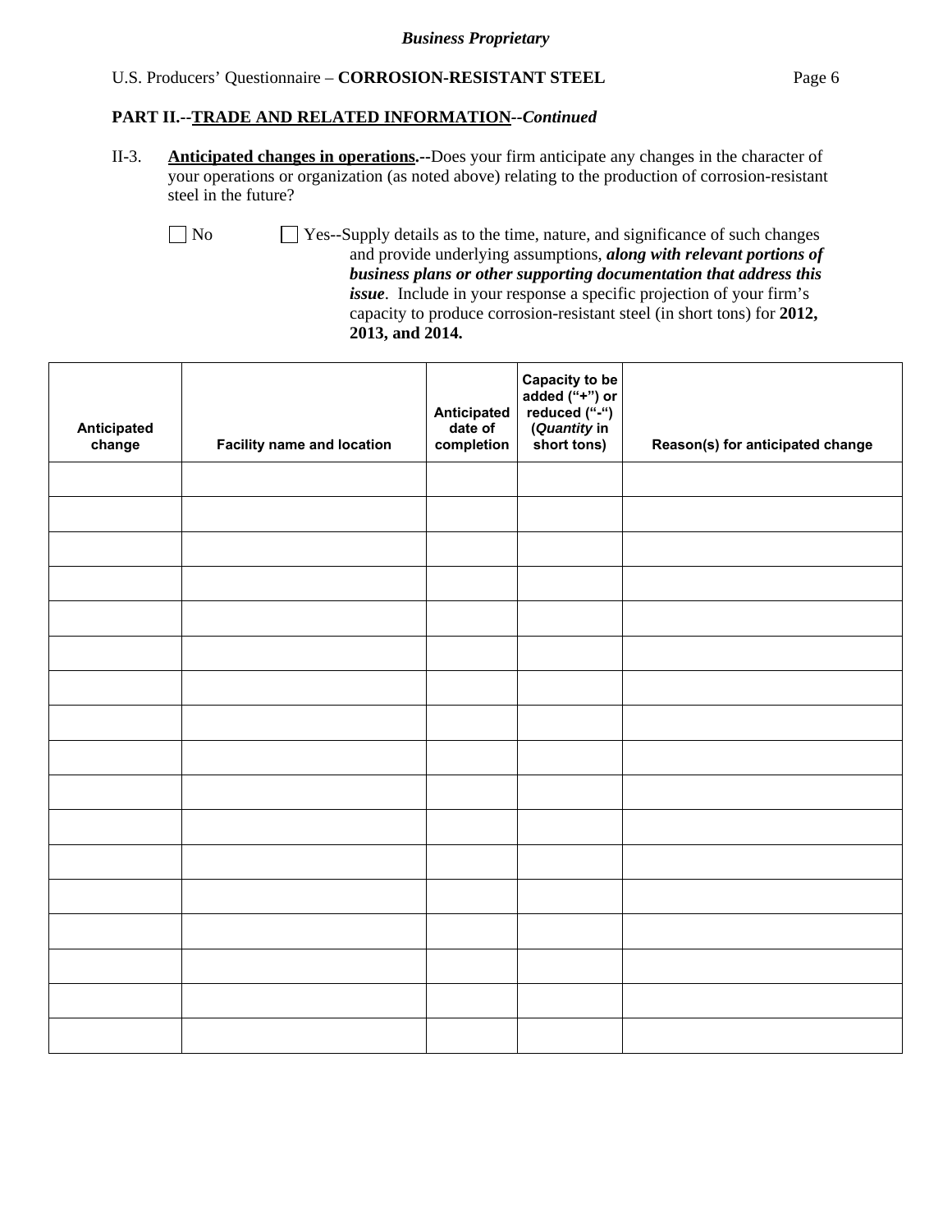**PART II.--<u>TRADE AND RELATED INFORMATION</u>--*Continued***

II-3. **<u>Anticipated changes in operations</u>.--**Does your firm anticipate any changes in the character of your operations or organization (as noted above) relating to the production of corrosion-resistant steel in the future?

☐ No ☐ Yes--Supply details as to the time, nature, and significance of such changes and provide underlying assumptions, ***along with relevant portions of business plans or other supporting documentation that address this issue***. Include in your response a specific projection of your firm's capacity to produce corrosion-resistant steel (in short tons) for **2012, 2013, and 2014.**

| Anticipated change | Facility name and location | Anticipated date of completion | Capacity to be added ("+") or reduced ("-") (*Quantity* in short tons) | Reason(s) for anticipated change |
|---|---|---|---|---|
| | | | | |
| | | | | |
| | | | | |
| | | | | |
| | | | | |
| | | | | |
| | | | | |
| | | | | |
| | | | | |
| | | | | |
| | | | | |
| | | | | |
| | | | | |
| | | | | |
| | | | | |
| | | | | |
| | | | | |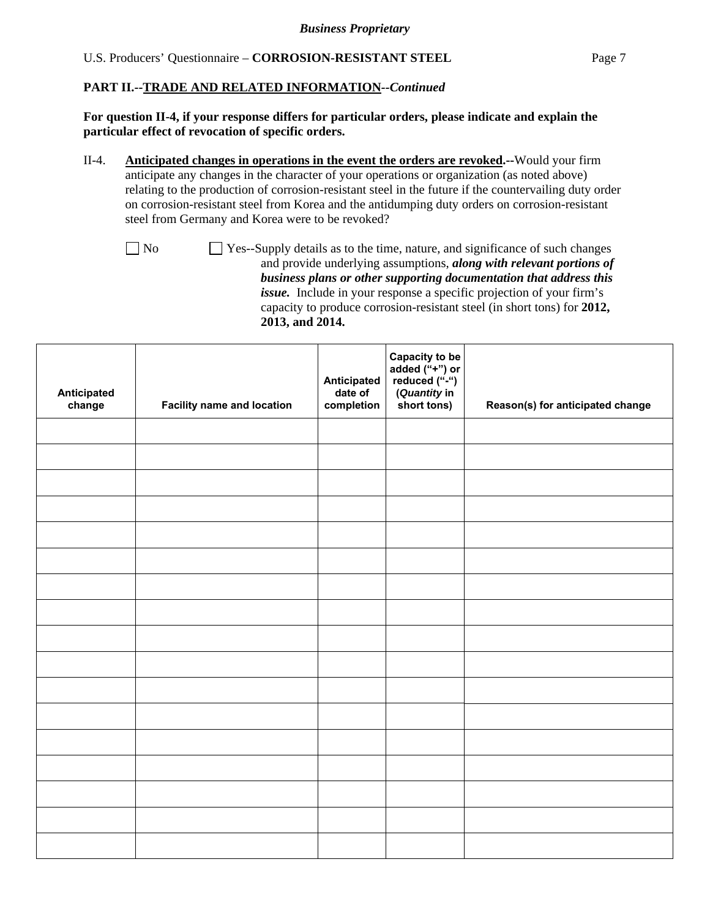*Business Proprietary*

**PART II.--TRADE AND RELATED INFORMATION--*Continued***

**For question II-4, if your response differs for particular orders, please indicate and explain the particular effect of revocation of specific orders.**

II-4. **Anticipated changes in operations in the event the orders are revoked.--**Would your firm anticipate any changes in the character of your operations or organization (as noted above) relating to the production of corrosion-resistant steel in the future if the countervailing duty order on corrosion-resistant steel from Korea and the antidumping duty orders on corrosion-resistant steel from Germany and Korea were to be revoked?

☐ No ☐ Yes--Supply details as to the time, nature, and significance of such changes and provide underlying assumptions, ***along with relevant portions of business plans or other supporting documentation that address this issue.*** Include in your response a specific projection of your firm's capacity to produce corrosion-resistant steel (in short tons) for **2012, 2013, and 2014.**

| Anticipated change | Facility name and location | Anticipated date of completion | Capacity to be added ("+") or reduced ("-") (*Quantity* in short tons) | Reason(s) for anticipated change |
|---|---|---|---|---|
| | | | | |
| | | | | |
| | | | | |
| | | | | |
| | | | | |
| | | | | |
| | | | | |
| | | | | |
| | | | | |
| | | | | |
| | | | | |
| | | | | |
| | | | | |
| | | | | |
| | | | | |
| | | | | |
| | | | | |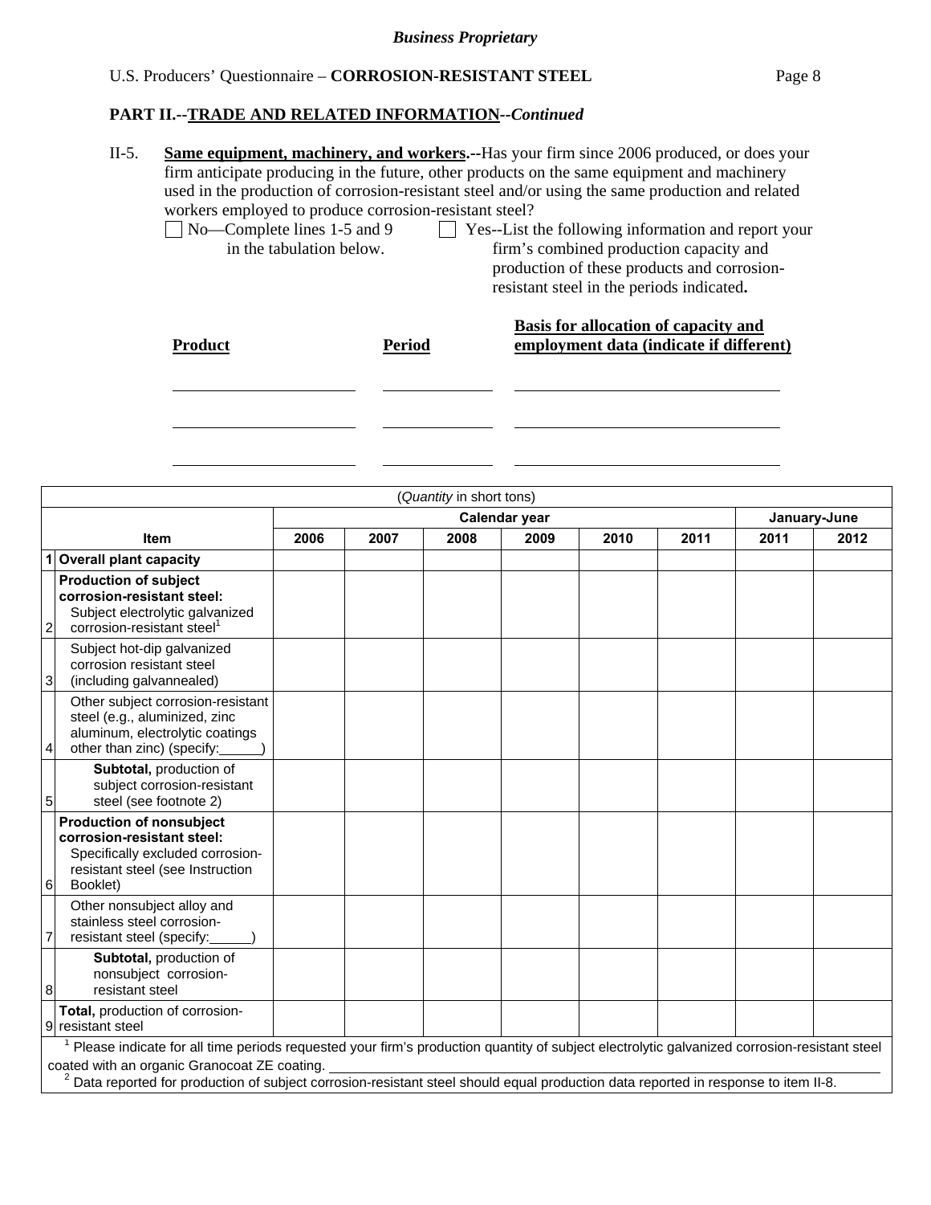**PART II.--TRADE AND RELATED INFORMATION--*Continued***

II-5. **Same equipment, machinery, and workers.**--Has your firm since 2006 produced, or does your firm anticipate producing in the future, other products on the same equipment and machinery used in the production of corrosion-resistant steel and/or using the same production and related workers employed to produce corrosion-resistant steel?

☐ No—Complete lines 1-5 and 9 in the tabulation below.

☐ Yes--List the following information and report your firm's combined production capacity and production of these products and corrosion-resistant steel in the periods indicated**.**

| Product | Period | Basis for allocation of capacity and employment data (indicate if different) |
|---|---|---|
| | | |
| | | |
| | | |

(*Quantity* in short tons)

| | Item | Calendar year | | | | | | January-June | |
|---|---|---|---|---|---|---|---|---|---|
| | | 2006 | 2007 | 2008 | 2009 | 2010 | 2011 | 2011 | 2012 |
| 1 | **Overall plant capacity** | | | | | | | | |
| 2 | **Production of subject corrosion-resistant steel:** Subject electrolytic galvanized corrosion-resistant steel[1] | | | | | | | | |
| 3 | Subject hot-dip galvanized corrosion resistant steel (including galvannealed) | | | | | | | | |
| 4 | Other subject corrosion-resistant steel (e.g., aluminized, zinc aluminum, electrolytic coatings other than zinc) (specify:______) | | | | | | | | |
| 5 | **Subtotal,** production of subject corrosion-resistant steel (see footnote 2) | | | | | | | | |
| 6 | **Production of nonsubject corrosion-resistant steel:** Specifically excluded corrosion-resistant steel (see Instruction Booklet) | | | | | | | | |
| 7 | Other nonsubject alloy and stainless steel corrosion-resistant steel (specify:______) | | | | | | | | |
| 8 | **Subtotal,** production of nonsubject corrosion-resistant steel | | | | | | | | |
| 9 | **Total,** production of corrosion-resistant steel | | | | | | | | |

[1] Please indicate for all time periods requested your firm's production quantity of subject electrolytic galvanized corrosion-resistant steel coated with an organic Granocoat ZE coating. ______________________________

[2] Data reported for production of subject corrosion-resistant steel should equal production data reported in response to item II-8.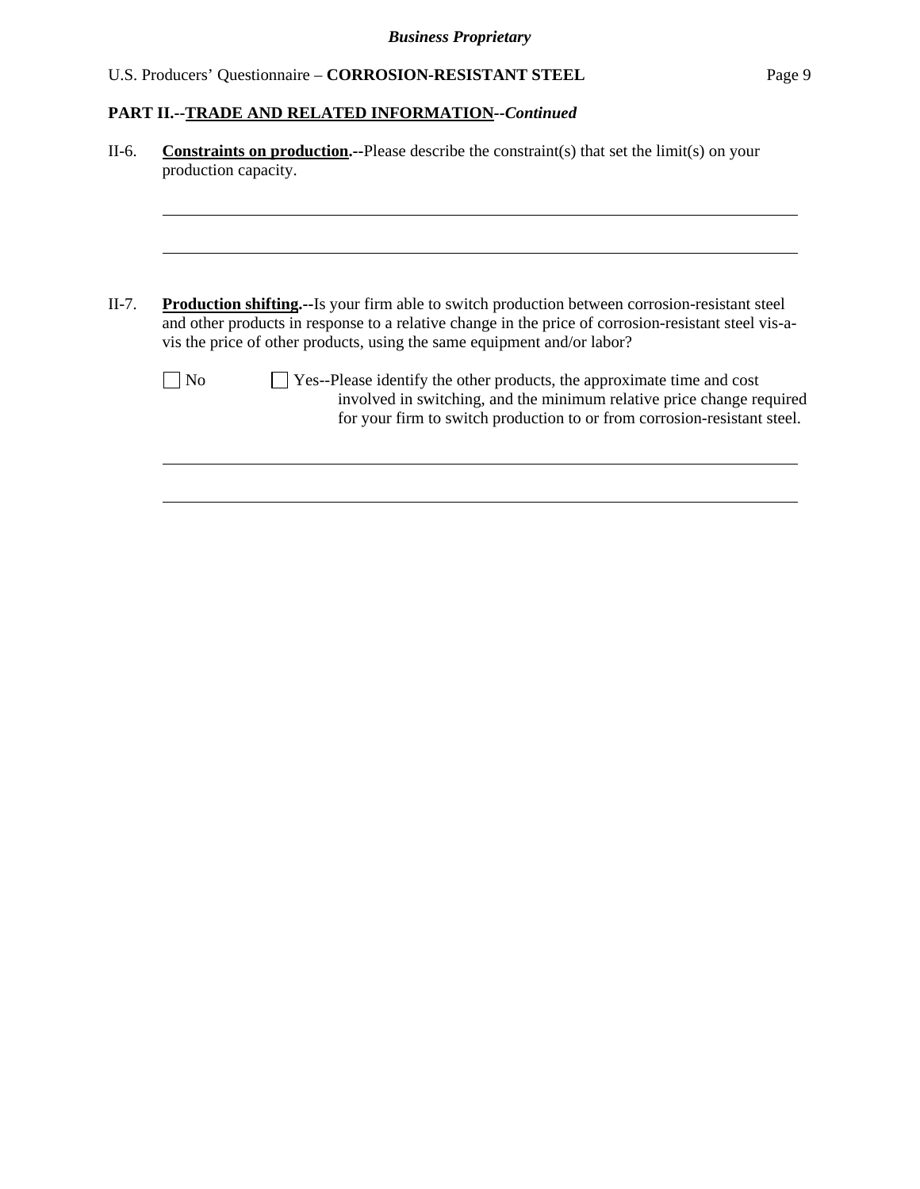## PART II.--TRADE AND RELATED INFORMATION--*Continued*

II-6. **Constraints on production.--**Please describe the constraint(s) that set the limit(s) on your production capacity.

\_\_\_\_\_\_\_\_\_\_\_\_\_\_\_\_\_\_\_\_\_\_\_\_\_\_\_\_\_\_\_\_\_\_\_\_\_\_\_\_\_\_\_\_\_\_\_\_\_\_\_\_\_\_\_\_\_\_\_\_\_\_\_\_\_\_\_\_\_\_

\_\_\_\_\_\_\_\_\_\_\_\_\_\_\_\_\_\_\_\_\_\_\_\_\_\_\_\_\_\_\_\_\_\_\_\_\_\_\_\_\_\_\_\_\_\_\_\_\_\_\_\_\_\_\_\_\_\_\_\_\_\_\_\_\_\_\_\_\_\_

II-7. **Production shifting.--**Is your firm able to switch production between corrosion-resistant steel and other products in response to a relative change in the price of corrosion-resistant steel vis-a-vis the price of other products, using the same equipment and/or labor?

☐ No ☐ Yes--Please identify the other products, the approximate time and cost involved in switching, and the minimum relative price change required for your firm to switch production to or from corrosion-resistant steel.

\_\_\_\_\_\_\_\_\_\_\_\_\_\_\_\_\_\_\_\_\_\_\_\_\_\_\_\_\_\_\_\_\_\_\_\_\_\_\_\_\_\_\_\_\_\_\_\_\_\_\_\_\_\_\_\_\_\_\_\_\_\_\_\_\_\_\_\_\_\_

\_\_\_\_\_\_\_\_\_\_\_\_\_\_\_\_\_\_\_\_\_\_\_\_\_\_\_\_\_\_\_\_\_\_\_\_\_\_\_\_\_\_\_\_\_\_\_\_\_\_\_\_\_\_\_\_\_\_\_\_\_\_\_\_\_\_\_\_\_\_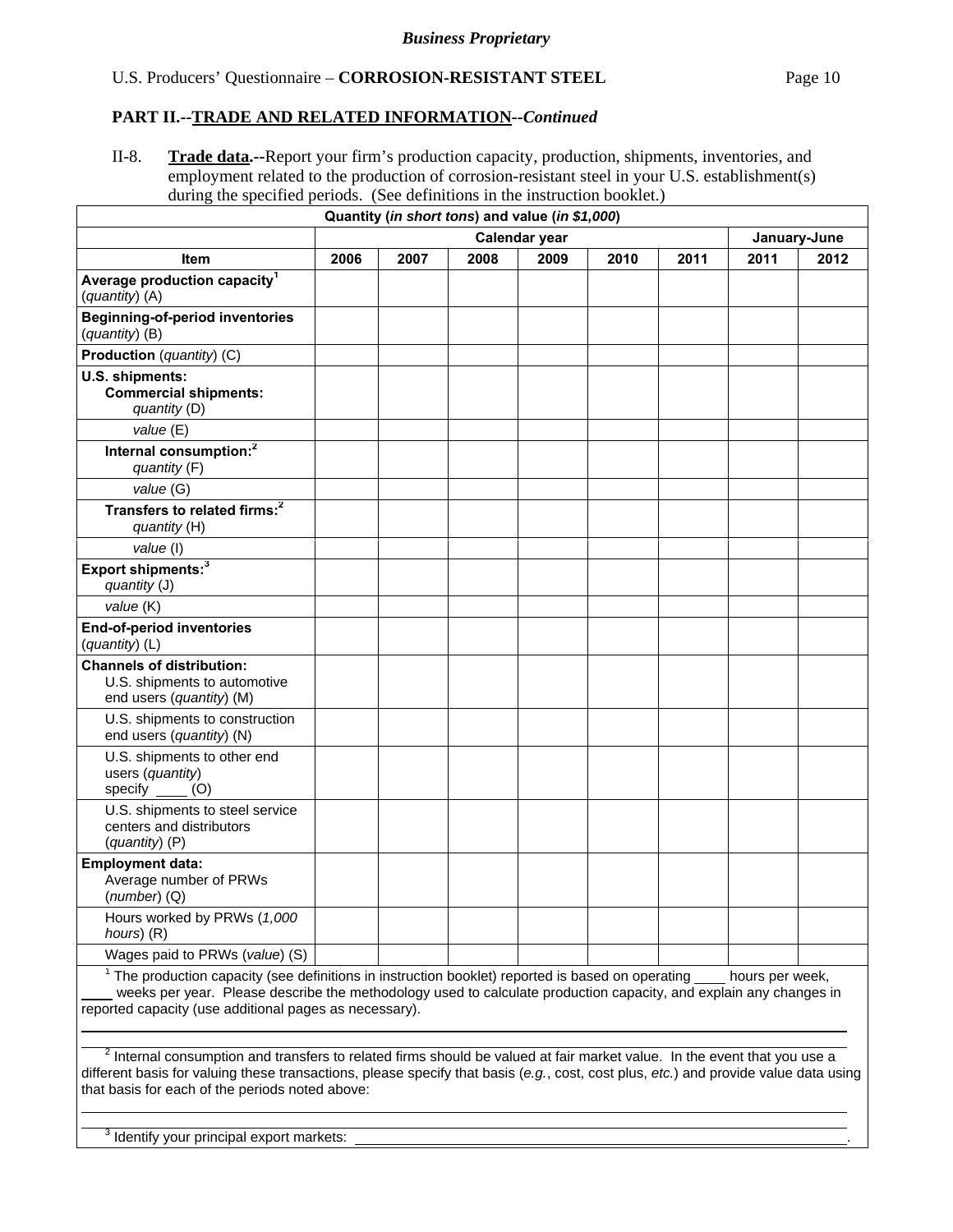*Business Proprietary*

U.S. Producers' Questionnaire – **CORROSION-RESISTANT STEEL**

**PART II.--TRADE AND RELATED INFORMATION--*Continued***

II-8. **Trade data.**--Report your firm's production capacity, production, shipments, inventories, and employment related to the production of corrosion-resistant steel in your U.S. establishment(s) during the specified periods. (See definitions in the instruction booklet.)

| Quantity (*in short tons*) and value (*in $1,000*) | | | | | | | | |
|---|---|---|---|---|---|---|---|---|
| | Calendar year | | | | | | January-June | |
| **Item** | **2006** | **2007** | **2008** | **2009** | **2010** | **2011** | **2011** | **2012** |
| **Average production capacity**[1] (*quantity*) (A) | | | | | | | | |
| **Beginning-of-period inventories** (*quantity*) (B) | | | | | | | | |
| **Production** (*quantity*) (C) | | | | | | | | |
| **U.S. shipments:** **Commercial shipments:** *quantity* (D) | | | | | | | | |
| *value* (E) | | | | | | | | |
| **Internal consumption:**[2] *quantity* (F) | | | | | | | | |
| *value* (G) | | | | | | | | |
| **Transfers to related firms:**[2] *quantity* (H) | | | | | | | | |
| *value* (I) | | | | | | | | |
| **Export shipments:**[3] *quantity* (J) | | | | | | | | |
| *value* (K) | | | | | | | | |
| **End-of-period inventories** (*quantity*) (L) | | | | | | | | |
| **Channels of distribution:** U.S. shipments to automotive end users (*quantity*) (M) | | | | | | | | |
| U.S. shipments to construction end users (*quantity*) (N) | | | | | | | | |
| U.S. shipments to other end users (*quantity*) specify ____ (O) | | | | | | | | |
| U.S. shipments to steel service centers and distributors (*quantity*) (P) | | | | | | | | |
| **Employment data:** Average number of PRWs (*number*) (Q) | | | | | | | | |
| Hours worked by PRWs (*1,000 hours*) (R) | | | | | | | | |
| Wages paid to PRWs (*value*) (S) | | | | | | | | |

[1] The production capacity (see definitions in instruction booklet) reported is based on operating ____ hours per week, ____ weeks per year. Please describe the methodology used to calculate production capacity, and explain any changes in reported capacity (use additional pages as necessary).

[2] Internal consumption and transfers to related firms should be valued at fair market value. In the event that you use a different basis for valuing these transactions, please specify that basis (*e.g.*, cost, cost plus, *etc.*) and provide value data using that basis for each of the periods noted above:

[3] Identify your principal export markets: ____________________.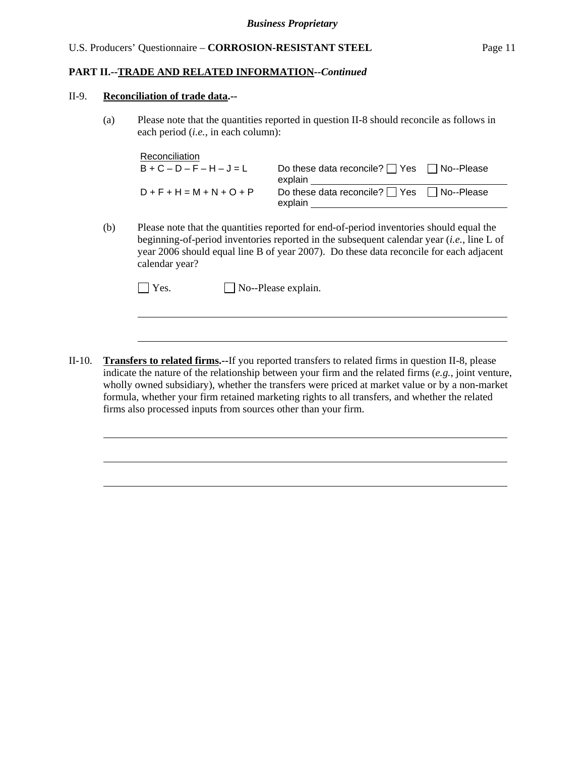*Business Proprietary*

**PART II.--TRADE AND RELATED INFORMATION--*Continued***

II-9. **Reconciliation of trade data.--**

(a) Please note that the quantities reported in question II-8 should reconcile as follows in each period (*i.e.*, in each column):

| Reconciliation | |
|---|---|
| B + C – D – F – H – J = L | Do these data reconcile? ☐ Yes ☐ No--Please explain ______________________ |
| D + F + H = M + N + O + P | Do these data reconcile? ☐ Yes ☐ No--Please explain ______________________ |

(b) Please note that the quantities reported for end-of-period inventories should equal the beginning-of-period inventories reported in the subsequent calendar year (*i.e.*, line L of year 2006 should equal line B of year 2007). Do these data reconcile for each adjacent calendar year?

☐ Yes. ☐ No--Please explain.

______________________________________________________________________

______________________________________________________________________

II-10. **Transfers to related firms.--**If you reported transfers to related firms in question II-8, please indicate the nature of the relationship between your firm and the related firms (*e.g.*, joint venture, wholly owned subsidiary), whether the transfers were priced at market value or by a non-market formula, whether your firm retained marketing rights to all transfers, and whether the related firms also processed inputs from sources other than your firm.

______________________________________________________________________

______________________________________________________________________

______________________________________________________________________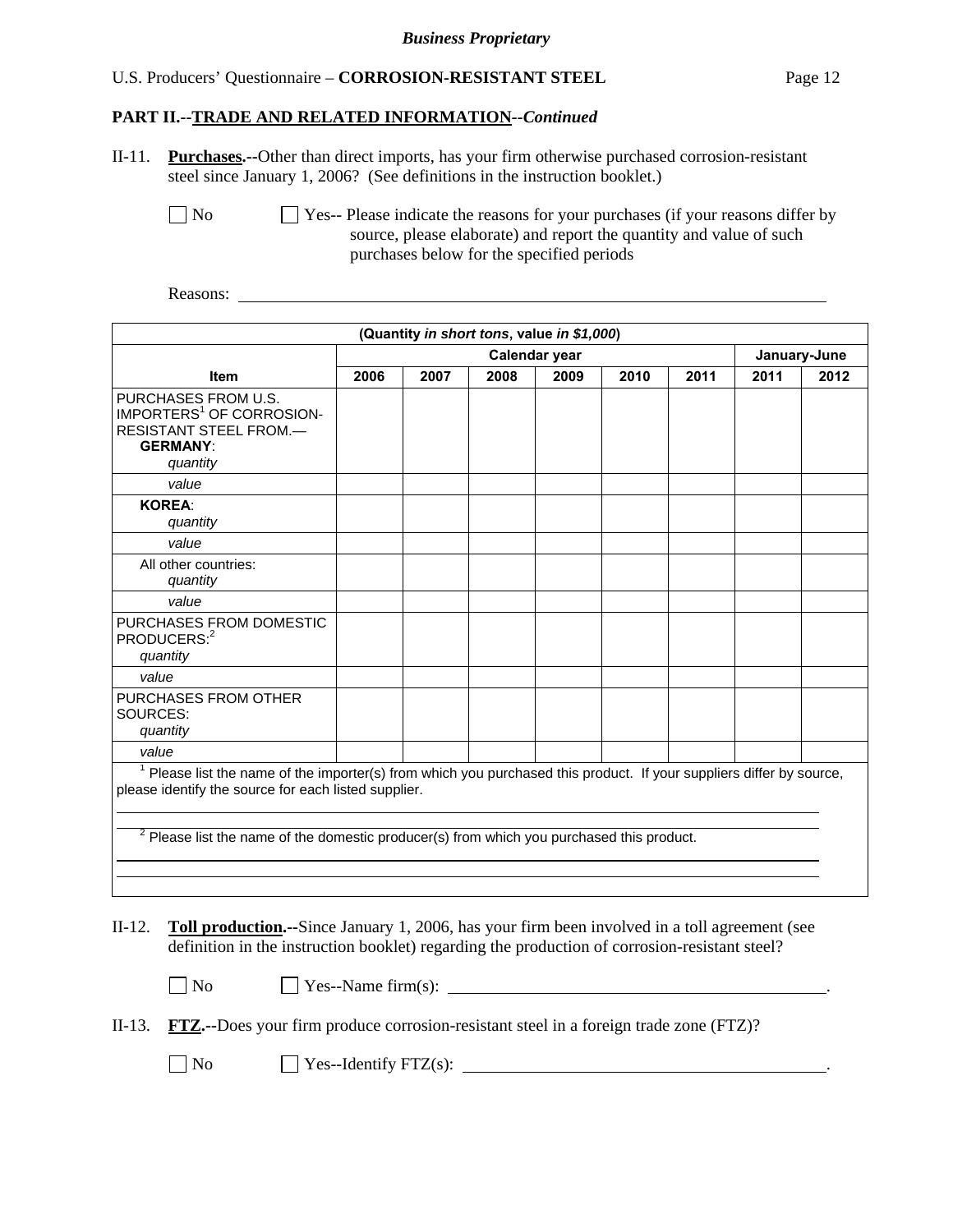*Business Proprietary*

U.S. Producers' Questionnaire – **CORROSION-RESISTANT STEEL**

## PART II.--TRADE AND RELATED INFORMATION--*Continued*

II-11. **Purchases.--**Other than direct imports, has your firm otherwise purchased corrosion-resistant steel since January 1, 2006? (See definitions in the instruction booklet.)

☐ No ☐ Yes-- Please indicate the reasons for your purchases (if your reasons differ by source, please elaborate) and report the quantity and value of such purchases below for the specified periods

Reasons: ______________________________________________

| (Quantity *in short tons*, value *in $1,000*) | | | | | | | | |
|---|---|---|---|---|---|---|---|---|
| | Calendar year | | | | | | January-June | |
| **Item** | **2006** | **2007** | **2008** | **2009** | **2010** | **2011** | **2011** | **2012** |
| PURCHASES FROM U.S. IMPORTERS[1] OF CORROSION-RESISTANT STEEL FROM.— **GERMANY**: *quantity* | | | | | | | | |
| *value* | | | | | | | | |
| **KOREA**: *quantity* | | | | | | | | |
| *value* | | | | | | | | |
| All other countries: *quantity* | | | | | | | | |
| *value* | | | | | | | | |
| PURCHASES FROM DOMESTIC PRODUCERS:[2] *quantity* | | | | | | | | |
| *value* | | | | | | | | |
| PURCHASES FROM OTHER SOURCES: *quantity* | | | | | | | | |
| *value* | | | | | | | | |

[1] Please list the name of the importer(s) from which you purchased this product. If your suppliers differ by source, please identify the source for each listed supplier.

______________________________________________

[2] Please list the name of the domestic producer(s) from which you purchased this product.

______________________________________________

II-12. **Toll production.--**Since January 1, 2006, has your firm been involved in a toll agreement (see definition in the instruction booklet) regarding the production of corrosion-resistant steel?

☐ No ☐ Yes--Name firm(s): ______________________________________________.

II-13. **FTZ.--**Does your firm produce corrosion-resistant steel in a foreign trade zone (FTZ)?

☐ No ☐ Yes--Identify FTZ(s): ______________________________________________.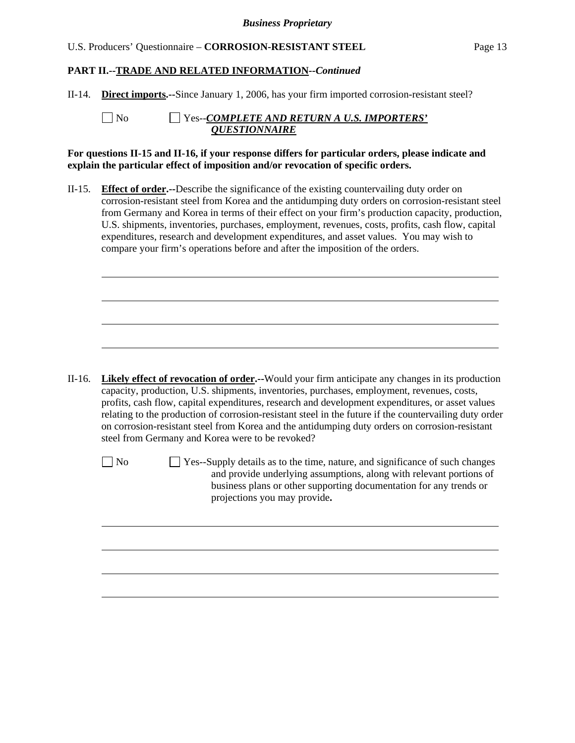**PART II.--TRADE AND RELATED INFORMATION--*Continued***

II-14. **Direct imports.--**Since January 1, 2006, has your firm imported corrosion-resistant steel?

☐ No ☐ Yes--***COMPLETE AND RETURN A U.S. IMPORTERS' QUESTIONNAIRE***

**For questions II-15 and II-16, if your response differs for particular orders, please indicate and explain the particular effect of imposition and/or revocation of specific orders.**

II-15. **Effect of order.--**Describe the significance of the existing countervailing duty order on corrosion-resistant steel from Korea and the antidumping duty orders on corrosion-resistant steel from Germany and Korea in terms of their effect on your firm's production capacity, production, U.S. shipments, inventories, purchases, employment, revenues, costs, profits, cash flow, capital expenditures, research and development expenditures, and asset values. You may wish to compare your firm's operations before and after the imposition of the orders.

_______________________________________________

_______________________________________________

_______________________________________________

_______________________________________________

II-16. **Likely effect of revocation of order.--**Would your firm anticipate any changes in its production capacity, production, U.S. shipments, inventories, purchases, employment, revenues, costs, profits, cash flow, capital expenditures, research and development expenditures, or asset values relating to the production of corrosion-resistant steel in the future if the countervailing duty order on corrosion-resistant steel from Korea and the antidumping duty orders on corrosion-resistant steel from Germany and Korea were to be revoked?

☐ No ☐ Yes--Supply details as to the time, nature, and significance of such changes and provide underlying assumptions, along with relevant portions of business plans or other supporting documentation for any trends or projections you may provide**.**

_______________________________________________

_______________________________________________

_______________________________________________

_______________________________________________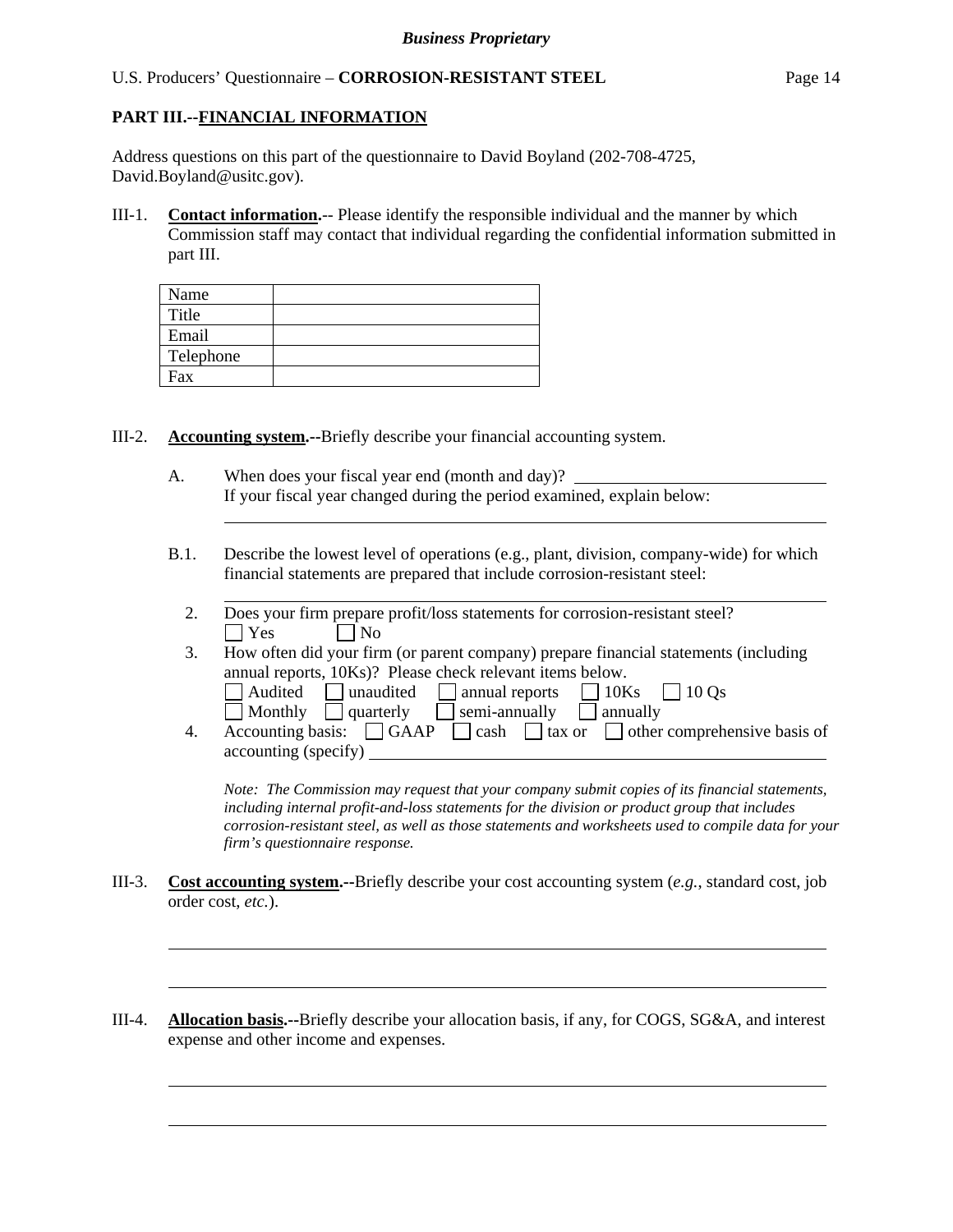**PART III.--FINANCIAL INFORMATION**

Address questions on this part of the questionnaire to David Boyland (202-708-4725, David.Boyland@usitc.gov).

III-1. **Contact information.**-- Please identify the responsible individual and the manner by which Commission staff may contact that individual regarding the confidential information submitted in part III.

| Name | |
|---|---|
| Title | |
| Email | |
| Telephone | |
| Fax | |

III-2. **Accounting system.--**Briefly describe your financial accounting system.

A. When does your fiscal year end (month and day)? ______________________
If your fiscal year changed during the period examined, explain below:
______________________________________________________________

B.1. Describe the lowest level of operations (e.g., plant, division, company-wide) for which financial statements are prepared that include corrosion-resistant steel:
______________________________________________________________

2. Does your firm prepare profit/loss statements for corrosion-resistant steel?
☐ Yes ☐ No

3. How often did your firm (or parent company) prepare financial statements (including annual reports, 10Ks)? Please check relevant items below.
☐ Audited ☐ unaudited ☐ annual reports ☐ 10Ks ☐ 10 Qs
☐ Monthly ☐ quarterly ☐ semi-annually ☐ annually

4. Accounting basis: ☐ GAAP ☐ cash ☐ tax or ☐ other comprehensive basis of accounting (specify) ______________________

*Note: The Commission may request that your company submit copies of its financial statements, including internal profit-and-loss statements for the division or product group that includes corrosion-resistant steel, as well as those statements and worksheets used to compile data for your firm's questionnaire response.*

III-3. **Cost accounting system.--**Briefly describe your cost accounting system (*e.g.*, standard cost, job order cost, *etc.*).

______________________________________________________________

______________________________________________________________

III-4. **Allocation basis.--**Briefly describe your allocation basis, if any, for COGS, SG&A, and interest expense and other income and expenses.

______________________________________________________________

______________________________________________________________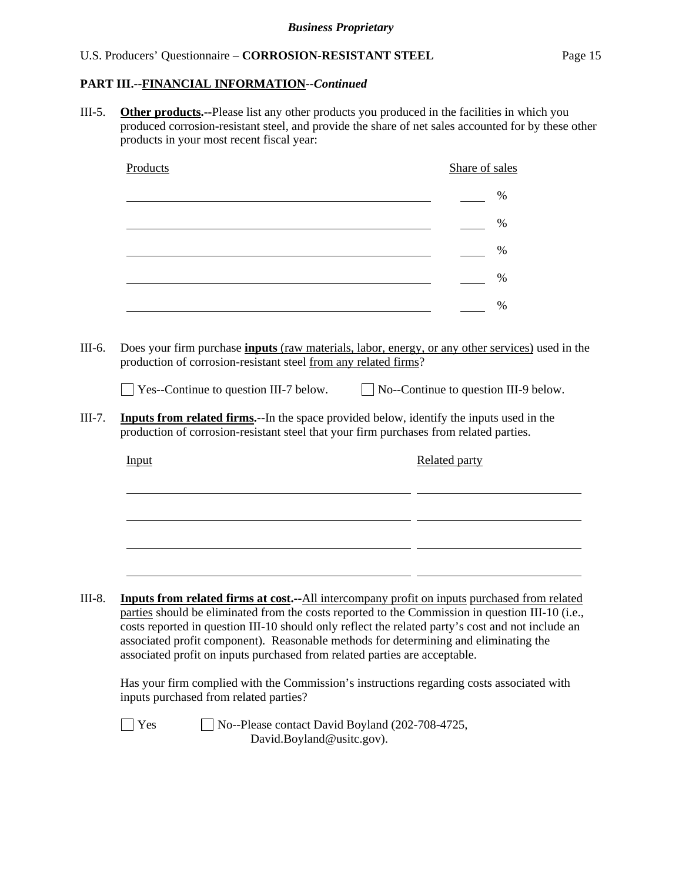**PART III.--FINANCIAL INFORMATION--*Continued***

III-5. **Other products.--**Please list any other products you produced in the facilities in which you produced corrosion-resistant steel, and provide the share of net sales accounted for by these other products in your most recent fiscal year:

| Products | Share of sales |
|---|---|
| | ____ % |
| | ____ % |
| | ____ % |
| | ____ % |
| | ____ % |

III-6. Does your firm purchase **inputs** (raw materials, labor, energy, or any other services) used in the production of corrosion-resistant steel from any related firms?

☐ Yes--Continue to question III-7 below. ☐ No--Continue to question III-9 below.

III-7. **Inputs from related firms.--**In the space provided below, identify the inputs used in the production of corrosion-resistant steel that your firm purchases from related parties.

| Input | Related party |
|---|---|
| | |
| | |
| | |
| | |

III-8. **Inputs from related firms at cost.--**All intercompany profit on inputs purchased from related parties should be eliminated from the costs reported to the Commission in question III-10 (i.e., costs reported in question III-10 should only reflect the related party's cost and not include an associated profit component). Reasonable methods for determining and eliminating the associated profit on inputs purchased from related parties are acceptable.

Has your firm complied with the Commission's instructions regarding costs associated with inputs purchased from related parties?

☐ Yes ☐ No--Please contact David Boyland (202-708-4725, David.Boyland@usitc.gov).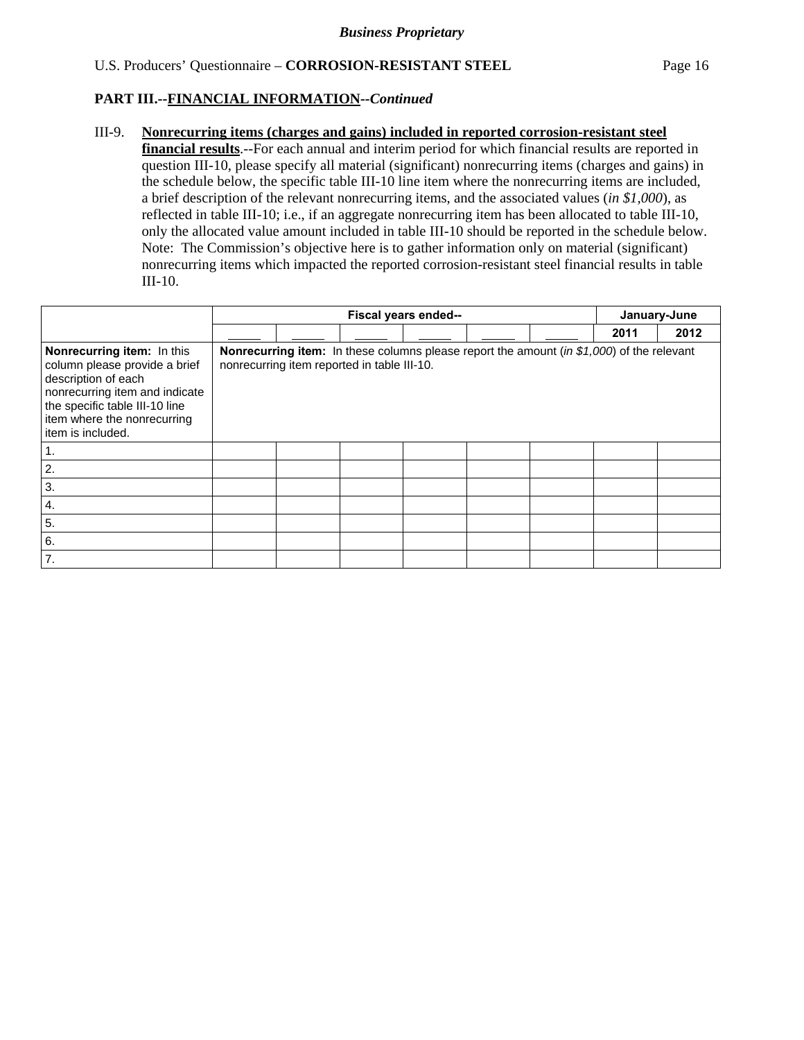**Business Proprietary**

U.S. Producers' Questionnaire – **CORROSION-RESISTANT STEEL**

## PART III.--FINANCIAL INFORMATION--*Continued*

III-9. **Nonrecurring items (charges and gains) included in reported corrosion-resistant steel financial results**.--For each annual and interim period for which financial results are reported in question III-10, please specify all material (significant) nonrecurring items (charges and gains) in the schedule below, the specific table III-10 line item where the nonrecurring items are included, a brief description of the relevant nonrecurring items, and the associated values (*in $1,000*), as reflected in table III-10; i.e., if an aggregate nonrecurring item has been allocated to table III-10, only the allocated value amount included in table III-10 should be reported in the schedule below. Note: The Commission's objective here is to gather information only on material (significant) nonrecurring items which impacted the reported corrosion-resistant steel financial results in table III-10.

| | Fiscal years ended-- | | | | | | January-June | |
|---|---|---|---|---|---|---|---|---|
| | _____ | _____ | _____ | _____ | _____ | _____ | 2011 | 2012 |
| **Nonrecurring item:** In this column please provide a brief description of each nonrecurring item and indicate the specific table III-10 line item where the nonrecurring item is included. | **Nonrecurring item:** In these columns please report the amount (*in $1,000*) of the relevant nonrecurring item reported in table III-10. | | | | | | | |
| 1. | | | | | | | | |
| 2. | | | | | | | | |
| 3. | | | | | | | | |
| 4. | | | | | | | | |
| 5. | | | | | | | | |
| 6. | | | | | | | | |
| 7. | | | | | | | | |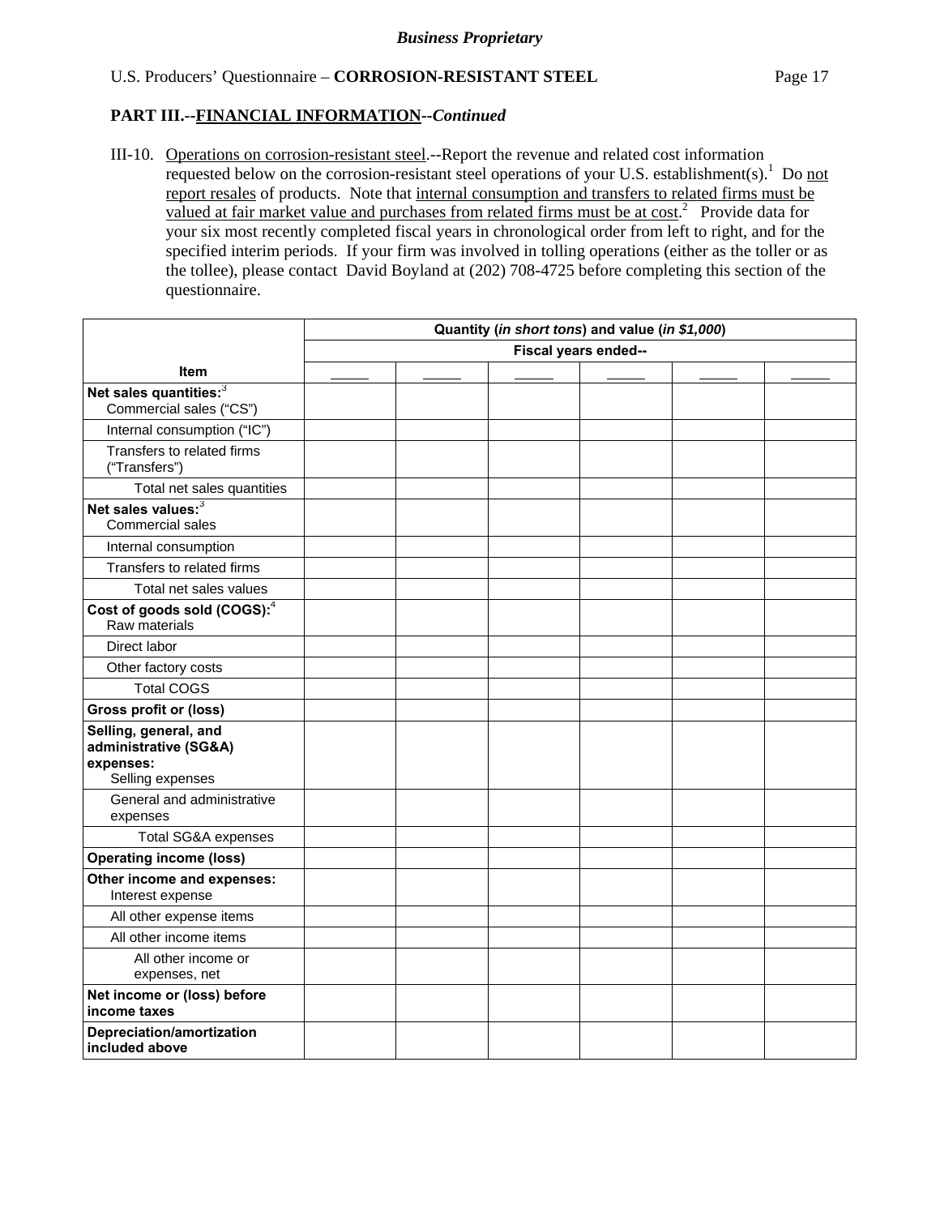*Business Proprietary*

## PART III.--FINANCIAL INFORMATION--*Continued*

III-10. Operations on corrosion-resistant steel.--Report the revenue and related cost information requested below on the corrosion-resistant steel operations of your U.S. establishment(s).[1] Do not report resales of products. Note that internal consumption and transfers to related firms must be valued at fair market value and purchases from related firms must be at cost.[2] Provide data for your six most recently completed fiscal years in chronological order from left to right, and for the specified interim periods. If your firm was involved in tolling operations (either as the toller or as the tollee), please contact David Boyland at (202) 708-4725 before completing this section of the questionnaire.

| Item | Quantity (*in short tons*) and value (*in $1,000*) | | | | | |
|---|---|---|---|---|---|---|
| | Fiscal years ended-- | | | | | |
| | _____ | _____ | _____ | _____ | _____ | _____ |
| **Net sales quantities:**[3] Commercial sales ("CS") | | | | | | |
| Internal consumption ("IC") | | | | | | |
| Transfers to related firms ("Transfers") | | | | | | |
| Total net sales quantities | | | | | | |
| **Net sales values:**[3] Commercial sales | | | | | | |
| Internal consumption | | | | | | |
| Transfers to related firms | | | | | | |
| Total net sales values | | | | | | |
| **Cost of goods sold (COGS):**[4] Raw materials | | | | | | |
| Direct labor | | | | | | |
| Other factory costs | | | | | | |
| Total COGS | | | | | | |
| **Gross profit or (loss)** | | | | | | |
| **Selling, general, and administrative (SG&A) expenses:** Selling expenses | | | | | | |
| General and administrative expenses | | | | | | |
| Total SG&A expenses | | | | | | |
| **Operating income (loss)** | | | | | | |
| **Other income and expenses:** Interest expense | | | | | | |
| All other expense items | | | | | | |
| All other income items | | | | | | |
| All other income or expenses, net | | | | | | |
| **Net income or (loss) before income taxes** | | | | | | |
| **Depreciation/amortization included above** | | | | | | |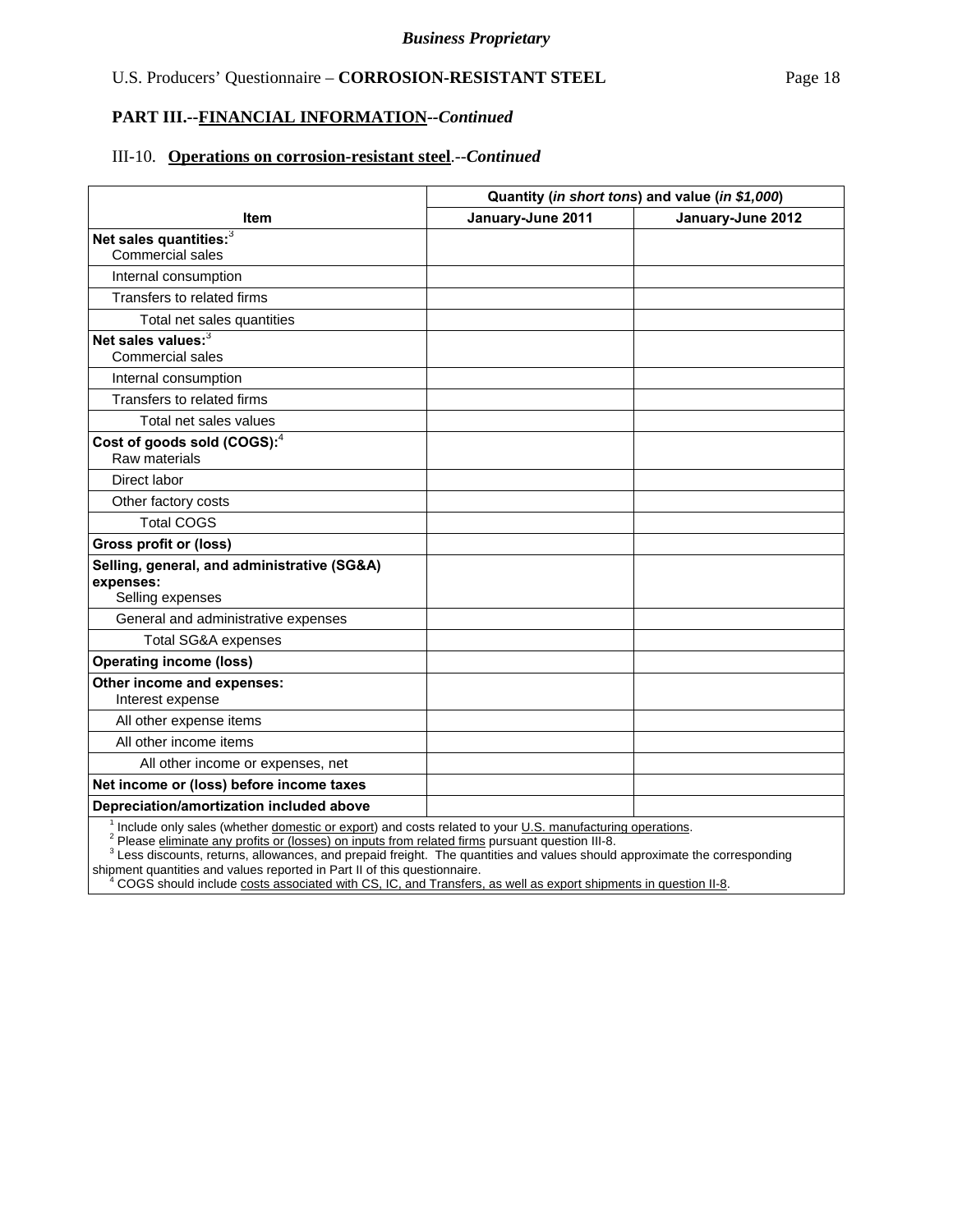*Business Proprietary*

U.S. Producers' Questionnaire – **CORROSION-RESISTANT STEEL**

## PART III.--FINANCIAL INFORMATION--*Continued*

### III-10. Operations on corrosion-resistant steel.--*Continued*

| Item | Quantity (*in short tons*) and value (*in $1,000*) | |
|---|---|---|
| | January-June 2011 | January-June 2012 |
| **Net sales quantities:**[3] Commercial sales | | |
| Internal consumption | | |
| Transfers to related firms | | |
| Total net sales quantities | | |
| **Net sales values:**[3] Commercial sales | | |
| Internal consumption | | |
| Transfers to related firms | | |
| Total net sales values | | |
| **Cost of goods sold (COGS):**[4] Raw materials | | |
| Direct labor | | |
| Other factory costs | | |
| Total COGS | | |
| **Gross profit or (loss)** | | |
| **Selling, general, and administrative (SG&A) expenses:** Selling expenses | | |
| General and administrative expenses | | |
| Total SG&A expenses | | |
| **Operating income (loss)** | | |
| **Other income and expenses:** Interest expense | | |
| All other expense items | | |
| All other income items | | |
| All other income or expenses, net | | |
| **Net income or (loss) before income taxes** | | |
| **Depreciation/amortization included above** | | |

[1] Include only sales (whether domestic or export) and costs related to your U.S. manufacturing operations.
[2] Please eliminate any profits or (losses) on inputs from related firms pursuant question III-8.
[3] Less discounts, returns, allowances, and prepaid freight. The quantities and values should approximate the corresponding shipment quantities and values reported in Part II of this questionnaire.
[4] COGS should include costs associated with CS, IC, and Transfers, as well as export shipments in question II-8.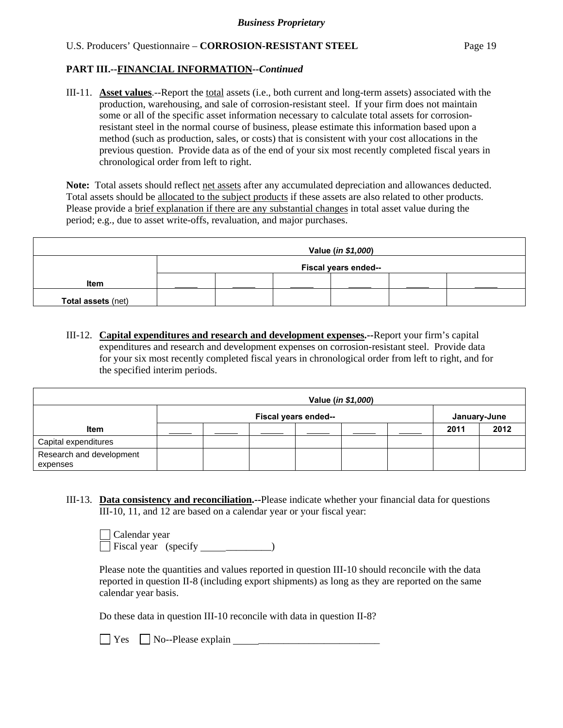*Business Proprietary*

U.S. Producers' Questionnaire – **CORROSION-RESISTANT STEEL**

**PART III.--FINANCIAL INFORMATION--*Continued***

III-11. **Asset values**.--Report the total assets (i.e., both current and long-term assets) associated with the production, warehousing, and sale of corrosion-resistant steel. If your firm does not maintain some or all of the specific asset information necessary to calculate total assets for corrosion-resistant steel in the normal course of business, please estimate this information based upon a method (such as production, sales, or costs) that is consistent with your cost allocations in the previous question. Provide data as of the end of your six most recently completed fiscal years in chronological order from left to right.

**Note:** Total assets should reflect net assets after any accumulated depreciation and allowances deducted. Total assets should be allocated to the subject products if these assets are also related to other products. Please provide a brief explanation if there are any substantial changes in total asset value during the period; e.g., due to asset write-offs, revaluation, and major purchases.

| | Value (*in $1,000*) | | | | | |
|---|---|---|---|---|---|---|
| | Fiscal years ended-- | | | | | |
| **Item** | _____ | _____ | _____ | _____ | _____ | _____ |
| **Total assets** (net) | | | | | | |

III-12. **Capital expenditures and research and development expenses.--**Report your firm's capital expenditures and research and development expenses on corrosion-resistant steel. Provide data for your six most recently completed fiscal years in chronological order from left to right, and for the specified interim periods.

| | Value (*in $1,000*) | | | | | | | |
|---|---|---|---|---|---|---|---|---|
| | Fiscal years ended-- | | | | | | January-June | |
| **Item** | _____ | _____ | _____ | _____ | _____ | _____ | **2011** | **2012** |
| Capital expenditures | | | | | | | | |
| Research and development expenses | | | | | | | | |

III-13. **Data consistency and reconciliation.--**Please indicate whether your financial data for questions III-10, 11, and 12 are based on a calendar year or your fiscal year:

☐ Calendar year
☐ Fiscal year (specify ______________)

Please note the quantities and values reported in question III-10 should reconcile with the data reported in question II-8 (including export shipments) as long as they are reported on the same calendar year basis.

Do these data in question III-10 reconcile with data in question II-8?

☐ Yes ☐ No--Please explain _____________________________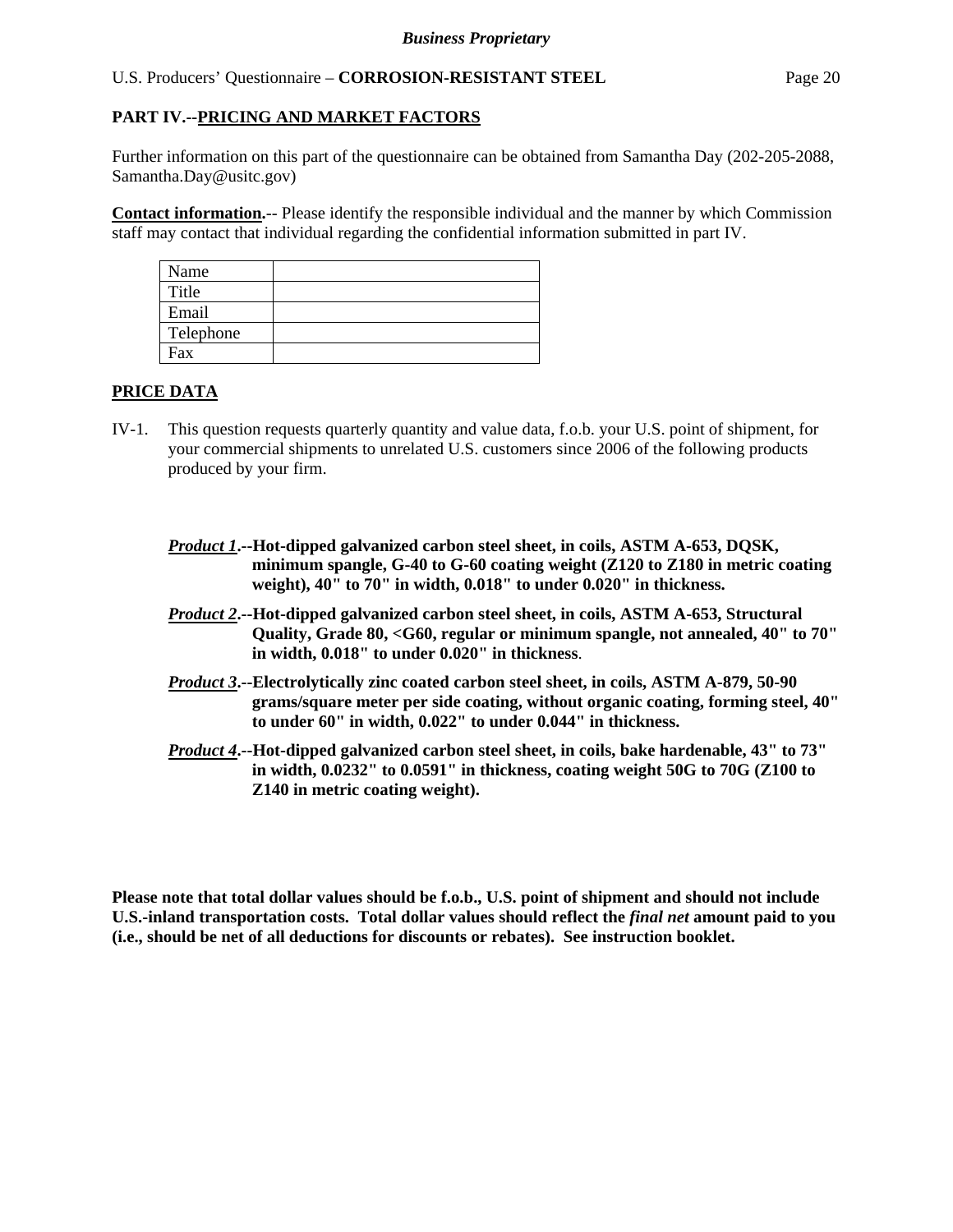**PART IV.--PRICING AND MARKET FACTORS**

Further information on this part of the questionnaire can be obtained from Samantha Day (202-205-2088, Samantha.Day@usitc.gov)

**Contact information.**-- Please identify the responsible individual and the manner by which Commission staff may contact that individual regarding the confidential information submitted in part IV.

| Name | |
|---|---|
| Title | |
| Email | |
| Telephone | |
| Fax | |

**PRICE DATA**

IV-1. This question requests quarterly quantity and value data, f.o.b. your U.S. point of shipment, for your commercial shipments to unrelated U.S. customers since 2006 of the following products produced by your firm.

***Product 1*.--Hot-dipped galvanized carbon steel sheet, in coils, ASTM A-653, DQSK, minimum spangle, G-40 to G-60 coating weight (Z120 to Z180 in metric coating weight), 40" to 70" in width, 0.018" to under 0.020" in thickness.**

***Product 2*.--Hot-dipped galvanized carbon steel sheet, in coils, ASTM A-653, Structural Quality, Grade 80, <G60, regular or minimum spangle, not annealed, 40" to 70" in width, 0.018" to under 0.020" in thickness.**

***Product 3*.--Electrolytically zinc coated carbon steel sheet, in coils, ASTM A-879, 50-90 grams/square meter per side coating, without organic coating, forming steel, 40" to under 60" in width, 0.022" to under 0.044" in thickness.**

***Product 4*.--Hot-dipped galvanized carbon steel sheet, in coils, bake hardenable, 43" to 73" in width, 0.0232" to 0.0591" in thickness, coating weight 50G to 70G (Z100 to Z140 in metric coating weight).**

**Please note that total dollar values should be f.o.b., U.S. point of shipment and should not include U.S.-inland transportation costs. Total dollar values should reflect the *final net* amount paid to you (i.e., should be net of all deductions for discounts or rebates). See instruction booklet.**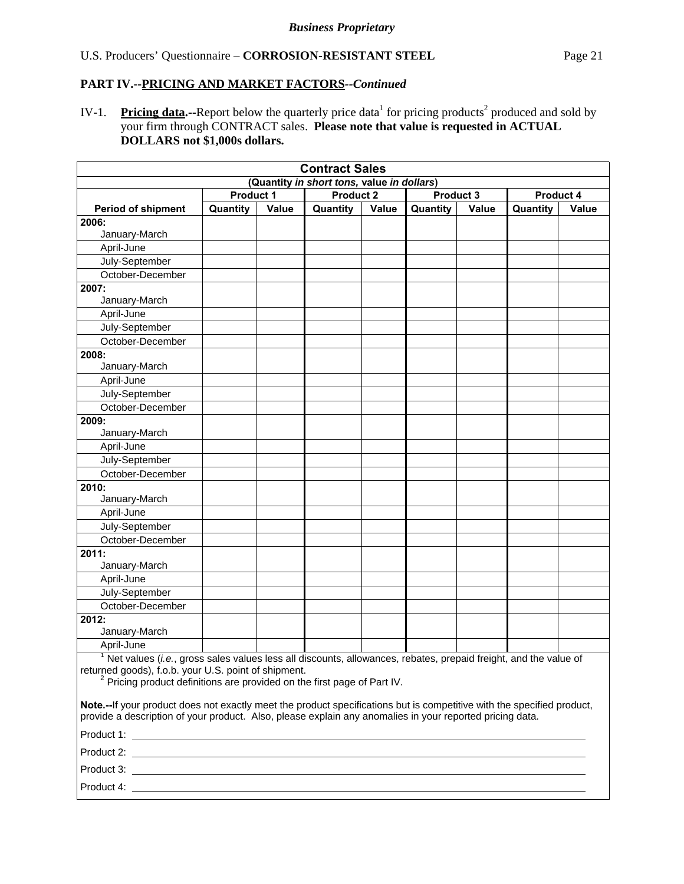*Business Proprietary*

U.S. Producers' Questionnaire – **CORROSION-RESISTANT STEEL**

**PART IV.--PRICING AND MARKET FACTORS--*Continued***

IV-1. **Pricing data.--**Report below the quarterly price data[1] for pricing products[2] produced and sold by your firm through CONTRACT sales. **Please note that value is requested in ACTUAL DOLLARS not $1,000s dollars.**

| **Contract Sales** | | | | | | | | |
|---|---|---|---|---|---|---|---|---|
| **(Quantity *in short tons,* value *in dollars*)** | | | | | | | | |
| | **Product 1** | | **Product 2** | | **Product 3** | | **Product 4** | |
| **Period of shipment** | **Quantity** | **Value** | **Quantity** | **Value** | **Quantity** | **Value** | **Quantity** | **Value** |
| **2006:** January-March | | | | | | | | |
| April-June | | | | | | | | |
| July-September | | | | | | | | |
| October-December | | | | | | | | |
| **2007:** January-March | | | | | | | | |
| April-June | | | | | | | | |
| July-September | | | | | | | | |
| October-December | | | | | | | | |
| **2008:** January-March | | | | | | | | |
| April-June | | | | | | | | |
| July-September | | | | | | | | |
| October-December | | | | | | | | |
| **2009:** January-March | | | | | | | | |
| April-June | | | | | | | | |
| July-September | | | | | | | | |
| October-December | | | | | | | | |
| **2010:** January-March | | | | | | | | |
| April-June | | | | | | | | |
| July-September | | | | | | | | |
| October-December | | | | | | | | |
| **2011:** January-March | | | | | | | | |
| April-June | | | | | | | | |
| July-September | | | | | | | | |
| October-December | | | | | | | | |
| **2012:** January-March | | | | | | | | |
| April-June | | | | | | | | |

[1] Net values (*i.e.*, gross sales values less all discounts, allowances, rebates, prepaid freight, and the value of returned goods), f.o.b. your U.S. point of shipment.

[2] Pricing product definitions are provided on the first page of Part IV.

**Note.--**If your product does not exactly meet the product specifications but is competitive with the specified product, provide a description of your product. Also, please explain any anomalies in your reported pricing data.

Product 1: ______________________________

Product 2: ______________________________

Product 3: ______________________________

Product 4: ______________________________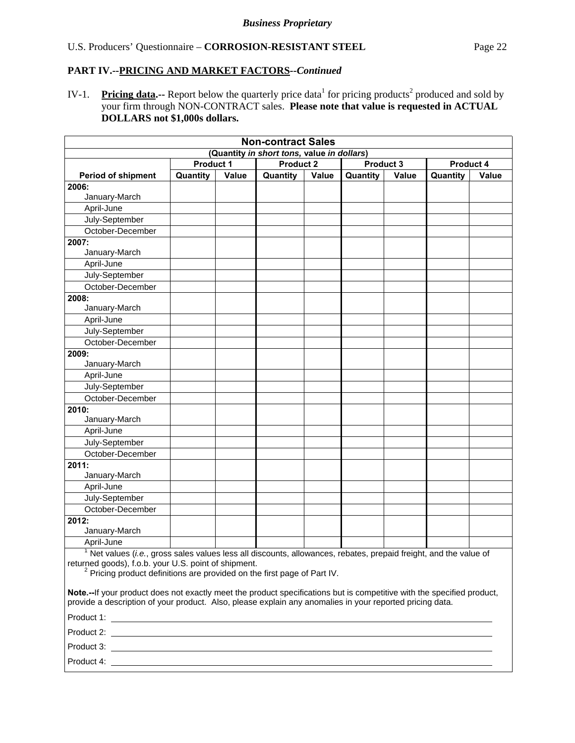*Business Proprietary*

U.S. Producers' Questionnaire – **CORROSION-RESISTANT STEEL**

## PART IV.--PRICING AND MARKET FACTORS--*Continued*

IV-1. **Pricing data.--** Report below the quarterly price data[1] for pricing products[2] produced and sold by your firm through NON-CONTRACT sales. **Please note that value is requested in ACTUAL DOLLARS not $1,000s dollars.**

| **Non-contract Sales** (Quantity *in short tons,* value *in dollars*) | | | | | | | | |
|---|---|---|---|---|---|---|---|---|
| | **Product 1** | | **Product 2** | | **Product 3** | | **Product 4** | |
| **Period of shipment** | **Quantity** | **Value** | **Quantity** | **Value** | **Quantity** | **Value** | **Quantity** | **Value** |
| **2006:** January-March | | | | | | | | |
| April-June | | | | | | | | |
| July-September | | | | | | | | |
| October-December | | | | | | | | |
| **2007:** January-March | | | | | | | | |
| April-June | | | | | | | | |
| July-September | | | | | | | | |
| October-December | | | | | | | | |
| **2008:** January-March | | | | | | | | |
| April-June | | | | | | | | |
| July-September | | | | | | | | |
| October-December | | | | | | | | |
| **2009:** January-March | | | | | | | | |
| April-June | | | | | | | | |
| July-September | | | | | | | | |
| October-December | | | | | | | | |
| **2010:** January-March | | | | | | | | |
| April-June | | | | | | | | |
| July-September | | | | | | | | |
| October-December | | | | | | | | |
| **2011:** January-March | | | | | | | | |
| April-June | | | | | | | | |
| July-September | | | | | | | | |
| October-December | | | | | | | | |
| **2012:** January-March | | | | | | | | |
| April-June | | | | | | | | |

[1] Net values (*i.e.*, gross sales values less all discounts, allowances, rebates, prepaid freight, and the value of returned goods), f.o.b. your U.S. point of shipment.

[2] Pricing product definitions are provided on the first page of Part IV.

**Note.--**If your product does not exactly meet the product specifications but is competitive with the specified product, provide a description of your product. Also, please explain any anomalies in your reported pricing data.

Product 1: ______________________________

Product 2: ______________________________

Product 3: ______________________________

Product 4: ______________________________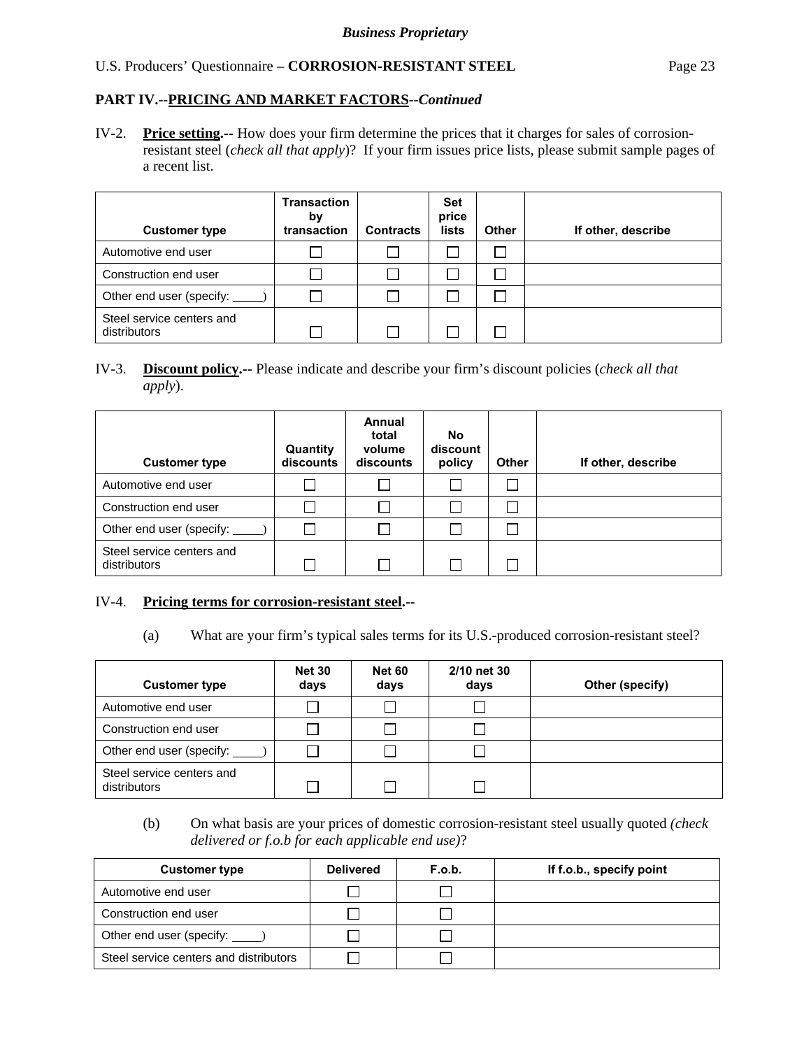## PART IV.--PRICING AND MARKET FACTORS--*Continued*

IV-2. **Price setting.--** How does your firm determine the prices that it charges for sales of corrosion-resistant steel (*check all that apply*)? If your firm issues price lists, please submit sample pages of a recent list.

| Customer type | Transaction by transaction | Contracts | Set price lists | Other | If other, describe |
|---|---|---|---|---|---|
| Automotive end user | ☐ | ☐ | ☐ | ☐ | |
| Construction end user | ☐ | ☐ | ☐ | ☐ | |
| Other end user (specify: _____) | ☐ | ☐ | ☐ | ☐ | |
| Steel service centers and distributors | ☐ | ☐ | ☐ | ☐ | |

IV-3. **Discount policy.--** Please indicate and describe your firm's discount policies (*check all that apply*).

| Customer type | Quantity discounts | Annual total volume discounts | No discount policy | Other | If other, describe |
|---|---|---|---|---|---|
| Automotive end user | ☐ | ☐ | ☐ | ☐ | |
| Construction end user | ☐ | ☐ | ☐ | ☐ | |
| Other end user (specify: _____) | ☐ | ☐ | ☐ | ☐ | |
| Steel service centers and distributors | ☐ | ☐ | ☐ | ☐ | |

IV-4. **Pricing terms for corrosion-resistant steel.--**

(a) What are your firm's typical sales terms for its U.S.-produced corrosion-resistant steel?

| Customer type | Net 30 days | Net 60 days | 2/10 net 30 days | Other (specify) |
|---|---|---|---|---|
| Automotive end user | ☐ | ☐ | ☐ | |
| Construction end user | ☐ | ☐ | ☐ | |
| Other end user (specify: _____) | ☐ | ☐ | ☐ | |
| Steel service centers and distributors | ☐ | ☐ | ☐ | |

(b) On what basis are your prices of domestic corrosion-resistant steel usually quoted *(check delivered or f.o.b for each applicable end use)*?

| Customer type | Delivered | F.o.b. | If f.o.b., specify point |
|---|---|---|---|
| Automotive end user | ☐ | ☐ | |
| Construction end user | ☐ | ☐ | |
| Other end user (specify: _____) | ☐ | ☐ | |
| Steel service centers and distributors | ☐ | ☐ | |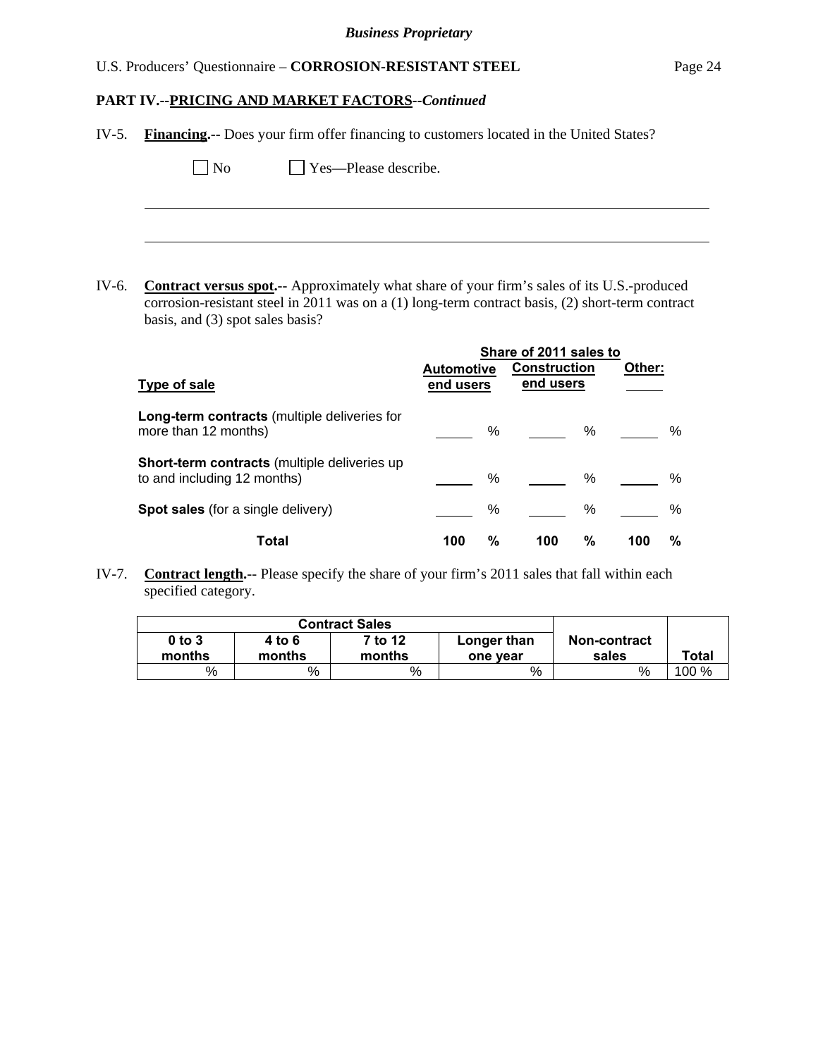*Business Proprietary*

U.S. Producers' Questionnaire – **CORROSION-RESISTANT STEEL**

**PART IV.--PRICING AND MARKET FACTORS--*Continued***

IV-5. **Financing.**-- Does your firm offer financing to customers located in the United States?

☐ No ☐ Yes—Please describe.

______________________________________________________________________

______________________________________________________________________

IV-6. **Contract versus spot.--** Approximately what share of your firm's sales of its U.S.-produced corrosion-resistant steel in 2011 was on a (1) long-term contract basis, (2) short-term contract basis, and (3) spot sales basis?

| Type of sale | Share of 2011 sales to Automotive end users | Construction end users | Other: ______ |
|---|---|---|---|
| **Long-term contracts** (multiple deliveries for more than 12 months) | ______ % | ______ % | ______ % |
| **Short-term contracts** (multiple deliveries up to and including 12 months) | ______ % | ______ % | ______ % |
| **Spot sales** (for a single delivery) | ______ % | ______ % | ______ % |
| **Total** | **100 %** | **100 %** | **100 %** |

IV-7. **Contract length.**-- Please specify the share of your firm's 2011 sales that fall within each specified category.

| Contract Sales | | | | | |
|---|---|---|---|---|---|
| **0 to 3 months** | **4 to 6 months** | **7 to 12 months** | **Longer than one year** | **Non-contract sales** | **Total** |
| % | % | % | % | % | 100 % |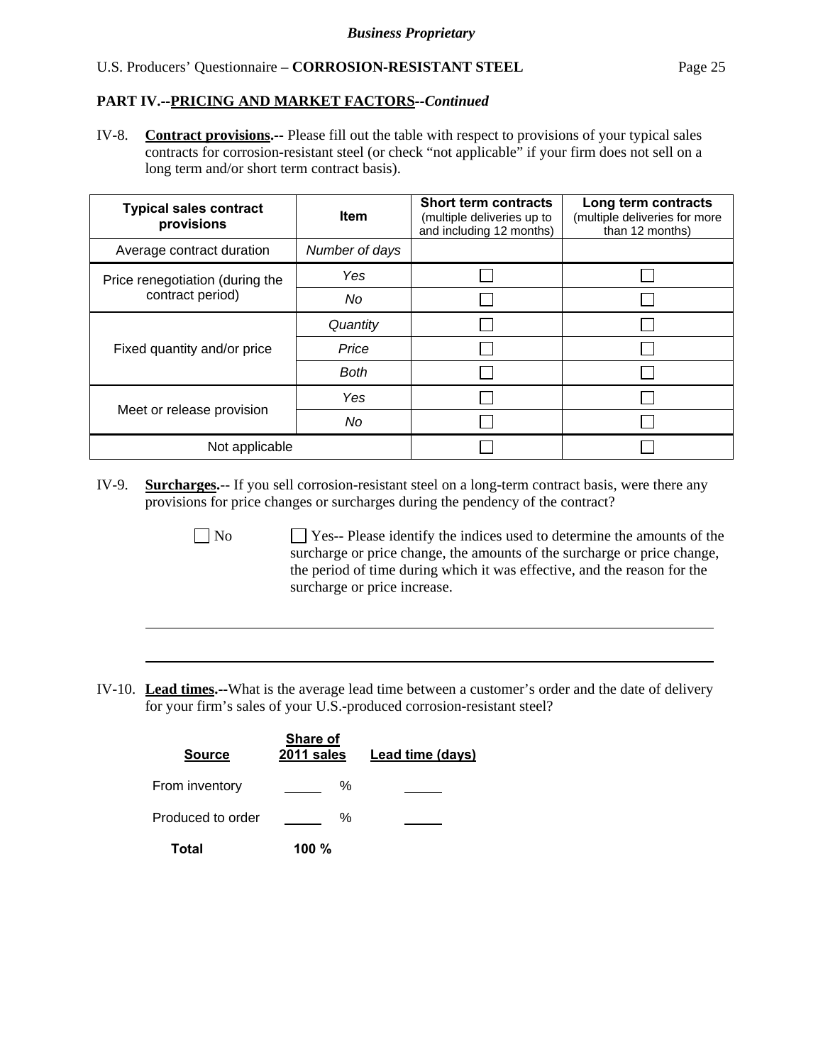**PART IV.--PRICING AND MARKET FACTORS--*Continued***

IV-8. **Contract provisions.--** Please fill out the table with respect to provisions of your typical sales contracts for corrosion-resistant steel (or check "not applicable" if your firm does not sell on a long term and/or short term contract basis).

| Typical sales contract provisions | Item | Short term contracts (multiple deliveries up to and including 12 months) | Long term contracts (multiple deliveries for more than 12 months) |
|---|---|---|---|
| Average contract duration | *Number of days* | | |
| Price renegotiation (during the contract period) | *Yes* | ☐ | ☐ |
| | *No* | ☐ | ☐ |
| Fixed quantity and/or price | *Quantity* | ☐ | ☐ |
| | *Price* | ☐ | ☐ |
| | *Both* | ☐ | ☐ |
| Meet or release provision | *Yes* | ☐ | ☐ |
| | *No* | ☐ | ☐ |
| Not applicable | | ☐ | ☐ |

IV-9. **Surcharges.**-- If you sell corrosion-resistant steel on a long-term contract basis, were there any provisions for price changes or surcharges during the pendency of the contract?

☐ No ☐ Yes-- Please identify the indices used to determine the amounts of the surcharge or price change, the amounts of the surcharge or price change, the period of time during which it was effective, and the reason for the surcharge or price increase.

______________________________________________________________________

______________________________________________________________________

IV-10. **Lead times.--**What is the average lead time between a customer's order and the date of delivery for your firm's sales of your U.S.-produced corrosion-resistant steel?

| Source | Share of 2011 sales | Lead time (days) |
|---|---|---|
| From inventory | _____ % | _____ |
| Produced to order | _____ % | _____ |
| **Total** | **100 %** | |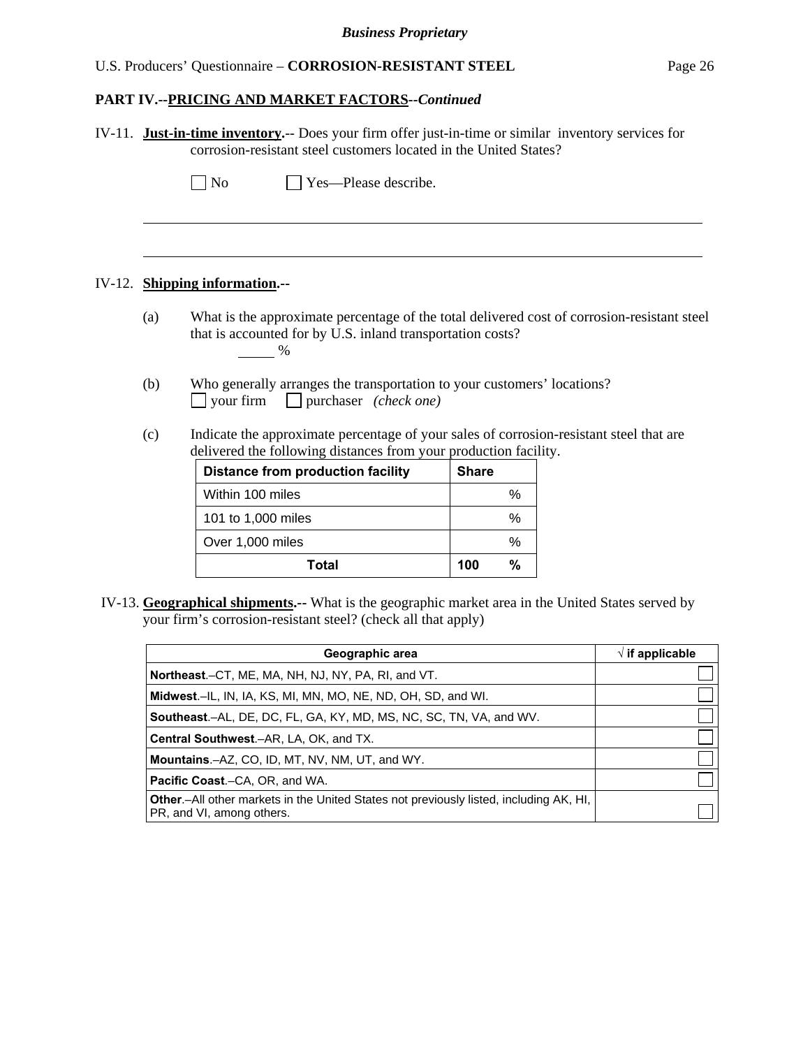## PART IV.--PRICING AND MARKET FACTORS--*Continued*

IV-11. **Just-in-time inventory.**-- Does your firm offer just-in-time or similar inventory services for corrosion-resistant steel customers located in the United States?

☐ No ☐ Yes—Please describe.

\_\_\_\_\_\_\_\_\_\_\_\_\_\_\_\_\_\_\_\_\_\_\_\_\_\_\_\_\_\_\_\_\_\_\_\_\_\_\_\_\_\_\_\_\_\_\_\_\_\_\_\_\_\_\_\_\_\_\_\_\_\_\_\_\_\_\_\_\_\_\_\_

\_\_\_\_\_\_\_\_\_\_\_\_\_\_\_\_\_\_\_\_\_\_\_\_\_\_\_\_\_\_\_\_\_\_\_\_\_\_\_\_\_\_\_\_\_\_\_\_\_\_\_\_\_\_\_\_\_\_\_\_\_\_\_\_\_\_\_\_\_\_\_\_

IV-12. **Shipping information.--**

(a) What is the approximate percentage of the total delivered cost of corrosion-resistant steel that is accounted for by U.S. inland transportation costs?
\_\_\_\_\_ %

(b) Who generally arranges the transportation to your customers' locations?
☐ your firm ☐ purchaser *(check one)*

(c) Indicate the approximate percentage of your sales of corrosion-resistant steel that are delivered the following distances from your production facility.

| Distance from production facility | Share |
|---|---|
| Within 100 miles | % |
| 101 to 1,000 miles | % |
| Over 1,000 miles | % |
| **Total** | **100 %** |

IV-13. **Geographical shipments.--** What is the geographic market area in the United States served by your firm's corrosion-resistant steel? (check all that apply)

| Geographic area | √ if applicable |
|---|---|
| **Northeast**.–CT, ME, MA, NH, NJ, NY, PA, RI, and VT. | ☐ |
| **Midwest**.–IL, IN, IA, KS, MI, MN, MO, NE, ND, OH, SD, and WI. | ☐ |
| **Southeast**.–AL, DE, DC, FL, GA, KY, MD, MS, NC, SC, TN, VA, and WV. | ☐ |
| **Central Southwest**.–AR, LA, OK, and TX. | ☐ |
| **Mountains**.–AZ, CO, ID, MT, NV, NM, UT, and WY. | ☐ |
| **Pacific Coast**.–CA, OR, and WA. | ☐ |
| **Other**.–All other markets in the United States not previously listed, including AK, HI, PR, and VI, among others. | ☐ |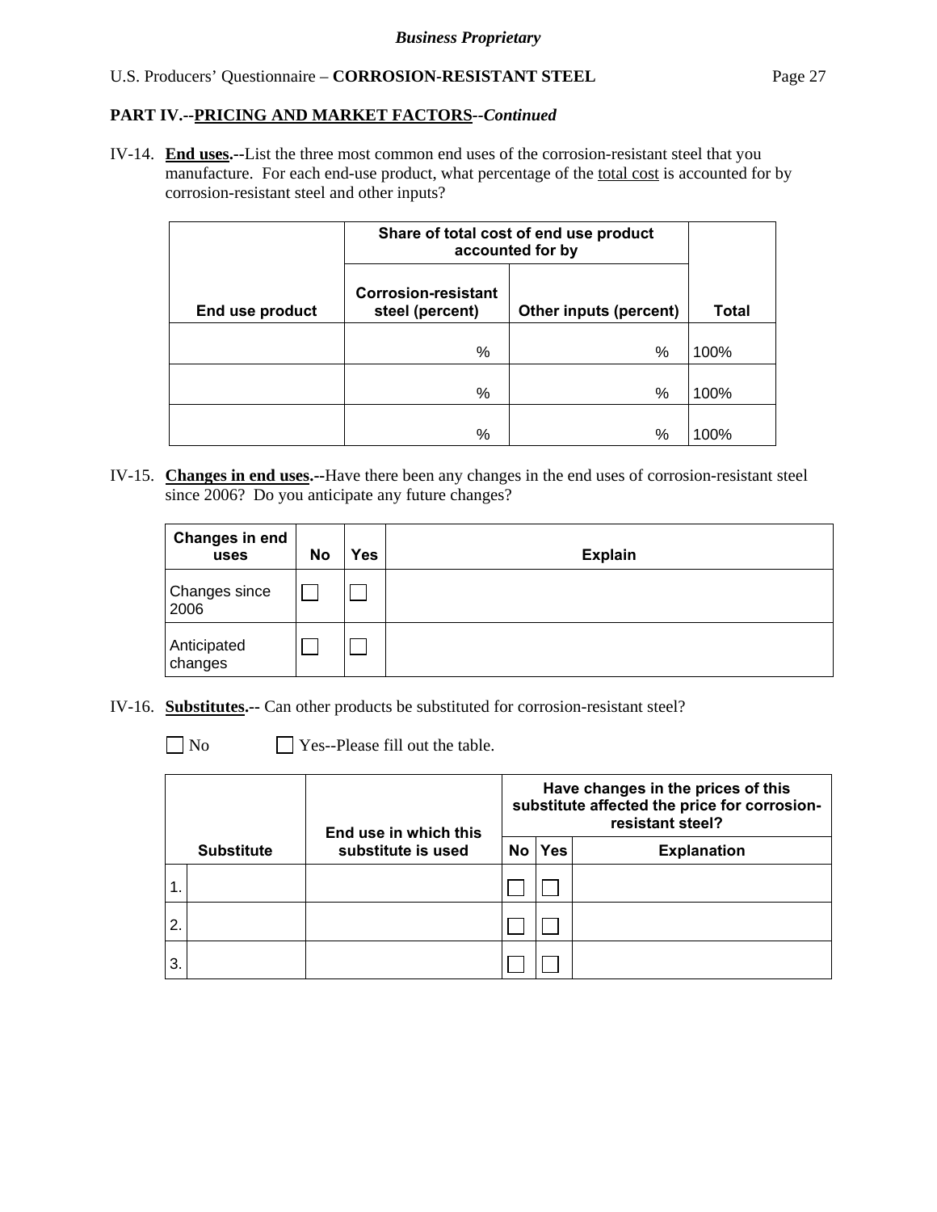**PART IV.--PRICING AND MARKET FACTORS--*Continued***

IV-14. **End uses.--**List the three most common end uses of the corrosion-resistant steel that you manufacture. For each end-use product, what percentage of the total cost is accounted for by corrosion-resistant steel and other inputs?

| End use product | Share of total cost of end use product accounted for by | | Total |
|---|---|---|---|
| | Corrosion-resistant steel (percent) | Other inputs (percent) | |
| | % | % | 100% |
| | % | % | 100% |
| | % | % | 100% |

IV-15. **Changes in end uses.--**Have there been any changes in the end uses of corrosion-resistant steel since 2006? Do you anticipate any future changes?

| Changes in end uses | No | Yes | Explain |
|---|---|---|---|
| Changes since 2006 | ☐ | ☐ | |
| Anticipated changes | ☐ | ☐ | |

IV-16. **Substitutes.--** Can other products be substituted for corrosion-resistant steel?

☐ No ☐ Yes--Please fill out the table.

| | Substitute | End use in which this substitute is used | Have changes in the prices of this substitute affected the price for corrosion-resistant steel? | | |
|---|---|---|---|---|---|
| | | | No | Yes | Explanation |
| 1. | | | ☐ | ☐ | |
| 2. | | | ☐ | ☐ | |
| 3. | | | ☐ | ☐ | |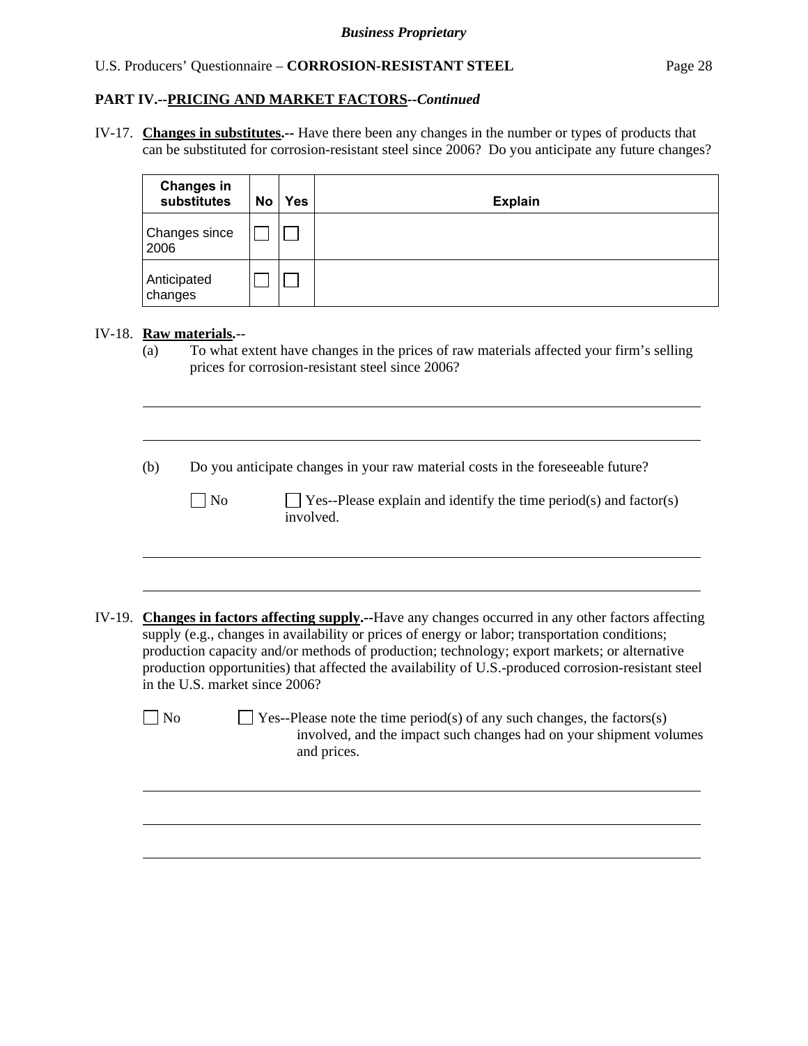**PART IV.--PRICING AND MARKET FACTORS--*Continued***

IV-17. **Changes in substitutes.--** Have there been any changes in the number or types of products that can be substituted for corrosion-resistant steel since 2006? Do you anticipate any future changes?

| Changes in substitutes | No | Yes | Explain |
|---|---|---|---|
| Changes since 2006 | ☐ | ☐ | |
| Anticipated changes | ☐ | ☐ | |

IV-18. **Raw materials.**--

(a) To what extent have changes in the prices of raw materials affected your firm's selling prices for corrosion-resistant steel since 2006?

______________________________________________________________________

______________________________________________________________________

(b) Do you anticipate changes in your raw material costs in the foreseeable future?

☐ No ☐ Yes--Please explain and identify the time period(s) and factor(s) involved.

______________________________________________________________________

______________________________________________________________________

IV-19. **Changes in factors affecting supply.--**Have any changes occurred in any other factors affecting supply (e.g., changes in availability or prices of energy or labor; transportation conditions; production capacity and/or methods of production; technology; export markets; or alternative production opportunities) that affected the availability of U.S.-produced corrosion-resistant steel in the U.S. market since 2006?

☐ No ☐ Yes--Please note the time period(s) of any such changes, the factors(s) involved, and the impact such changes had on your shipment volumes and prices.

______________________________________________________________________

______________________________________________________________________

______________________________________________________________________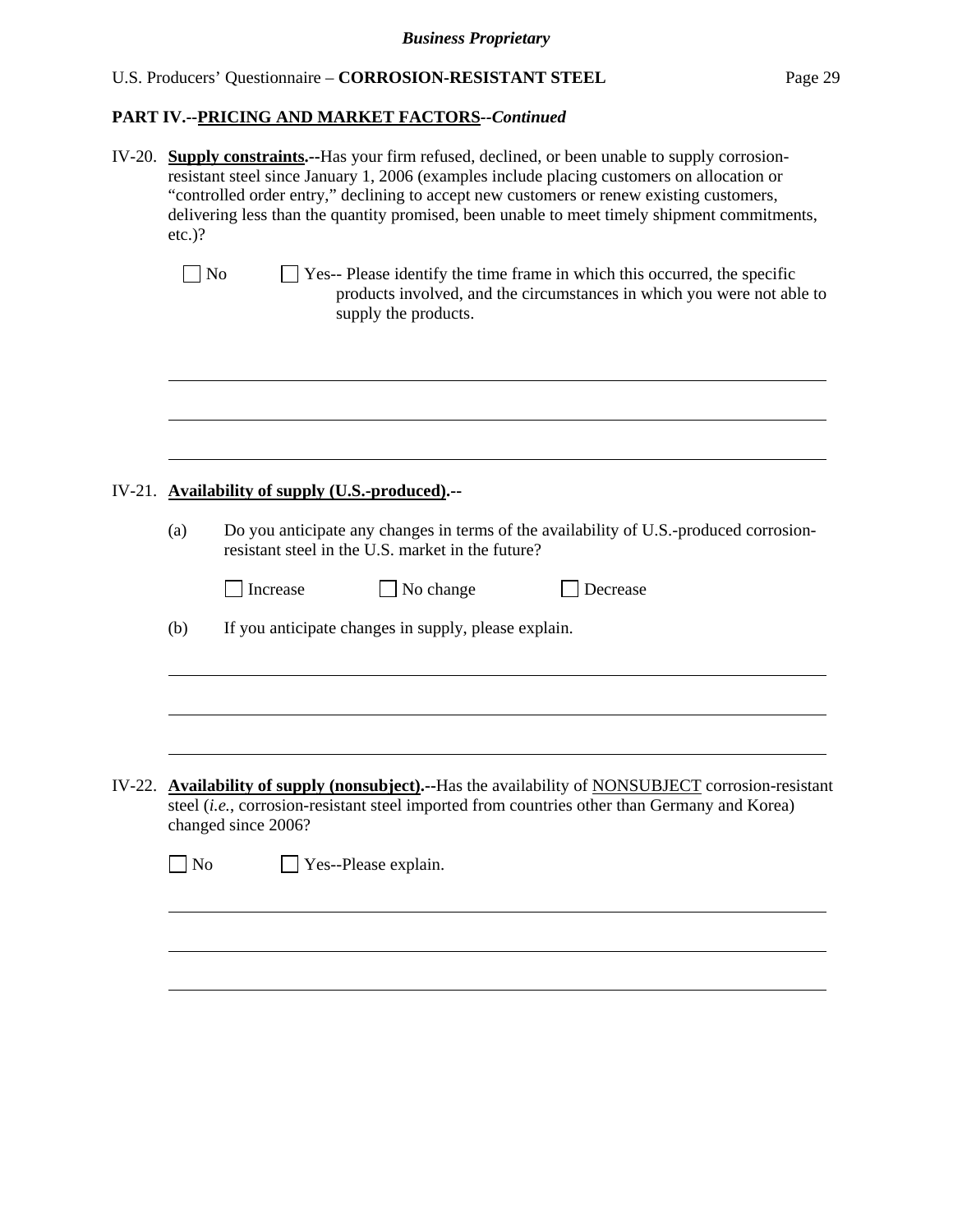**PART IV.--PRICING AND MARKET FACTORS--*Continued***

IV-20. **Supply constraints.**--Has your firm refused, declined, or been unable to supply corrosion-resistant steel since January 1, 2006 (examples include placing customers on allocation or "controlled order entry," declining to accept new customers or renew existing customers, delivering less than the quantity promised, been unable to meet timely shipment commitments, etc.)?

☐ No ☐ Yes-- Please identify the time frame in which this occurred, the specific products involved, and the circumstances in which you were not able to supply the products.

\_\_\_\_\_\_\_\_\_\_\_\_\_\_\_\_\_\_\_\_\_\_\_\_\_\_\_\_\_\_\_\_\_\_\_\_\_\_\_\_\_\_\_\_\_\_\_\_\_\_\_\_\_\_\_\_\_\_\_\_\_\_\_\_\_\_\_\_\_\_

\_\_\_\_\_\_\_\_\_\_\_\_\_\_\_\_\_\_\_\_\_\_\_\_\_\_\_\_\_\_\_\_\_\_\_\_\_\_\_\_\_\_\_\_\_\_\_\_\_\_\_\_\_\_\_\_\_\_\_\_\_\_\_\_\_\_\_\_\_\_

\_\_\_\_\_\_\_\_\_\_\_\_\_\_\_\_\_\_\_\_\_\_\_\_\_\_\_\_\_\_\_\_\_\_\_\_\_\_\_\_\_\_\_\_\_\_\_\_\_\_\_\_\_\_\_\_\_\_\_\_\_\_\_\_\_\_\_\_\_\_

IV-21. **Availability of supply (U.S.-produced).**--

(a) Do you anticipate any changes in terms of the availability of U.S.-produced corrosion-resistant steel in the U.S. market in the future?

☐ Increase ☐ No change ☐ Decrease

(b) If you anticipate changes in supply, please explain.

\_\_\_\_\_\_\_\_\_\_\_\_\_\_\_\_\_\_\_\_\_\_\_\_\_\_\_\_\_\_\_\_\_\_\_\_\_\_\_\_\_\_\_\_\_\_\_\_\_\_\_\_\_\_\_\_\_\_\_\_\_\_\_\_\_\_\_\_\_\_

\_\_\_\_\_\_\_\_\_\_\_\_\_\_\_\_\_\_\_\_\_\_\_\_\_\_\_\_\_\_\_\_\_\_\_\_\_\_\_\_\_\_\_\_\_\_\_\_\_\_\_\_\_\_\_\_\_\_\_\_\_\_\_\_\_\_\_\_\_\_

\_\_\_\_\_\_\_\_\_\_\_\_\_\_\_\_\_\_\_\_\_\_\_\_\_\_\_\_\_\_\_\_\_\_\_\_\_\_\_\_\_\_\_\_\_\_\_\_\_\_\_\_\_\_\_\_\_\_\_\_\_\_\_\_\_\_\_\_\_\_

IV-22. **Availability of supply (nonsubject).**--Has the availability of NONSUBJECT corrosion-resistant steel (*i.e.*, corrosion-resistant steel imported from countries other than Germany and Korea) changed since 2006?

☐ No ☐ Yes--Please explain.

\_\_\_\_\_\_\_\_\_\_\_\_\_\_\_\_\_\_\_\_\_\_\_\_\_\_\_\_\_\_\_\_\_\_\_\_\_\_\_\_\_\_\_\_\_\_\_\_\_\_\_\_\_\_\_\_\_\_\_\_\_\_\_\_\_\_\_\_\_\_

\_\_\_\_\_\_\_\_\_\_\_\_\_\_\_\_\_\_\_\_\_\_\_\_\_\_\_\_\_\_\_\_\_\_\_\_\_\_\_\_\_\_\_\_\_\_\_\_\_\_\_\_\_\_\_\_\_\_\_\_\_\_\_\_\_\_\_\_\_\_

\_\_\_\_\_\_\_\_\_\_\_\_\_\_\_\_\_\_\_\_\_\_\_\_\_\_\_\_\_\_\_\_\_\_\_\_\_\_\_\_\_\_\_\_\_\_\_\_\_\_\_\_\_\_\_\_\_\_\_\_\_\_\_\_\_\_\_\_\_\_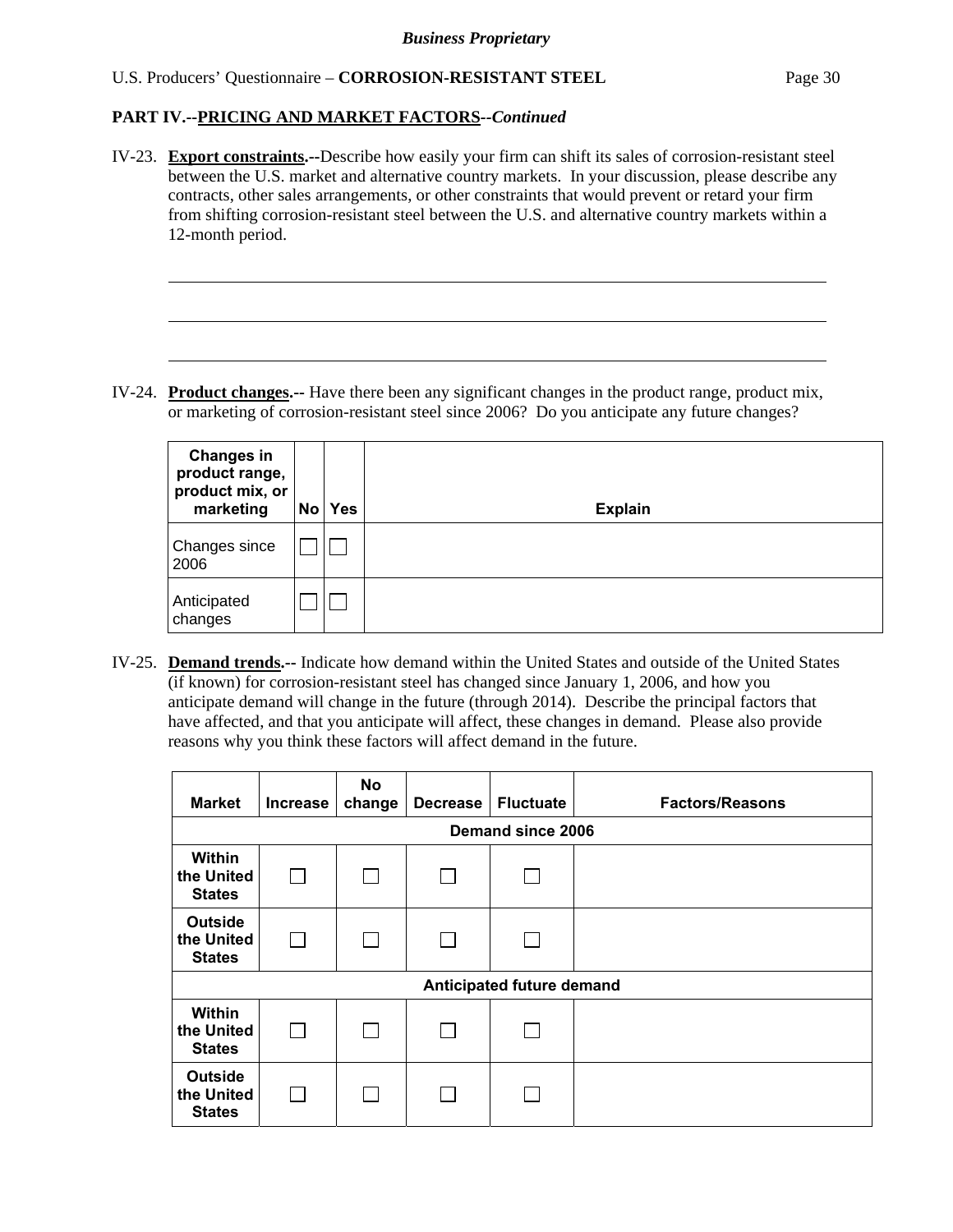## PART IV.--PRICING AND MARKET FACTORS--*Continued*

IV-23. **Export constraints.**--Describe how easily your firm can shift its sales of corrosion-resistant steel between the U.S. market and alternative country markets. In your discussion, please describe any contracts, other sales arrangements, or other constraints that would prevent or retard your firm from shifting corrosion-resistant steel between the U.S. and alternative country markets within a 12-month period.

IV-24. **Product changes.**-- Have there been any significant changes in the product range, product mix, or marketing of corrosion-resistant steel since 2006? Do you anticipate any future changes?

| Changes in product range, product mix, or marketing | No | Yes | Explain |
|---|---|---|---|
| Changes since 2006 | ☐ | ☐ | |
| Anticipated changes | ☐ | ☐ | |

IV-25. **Demand trends.**-- Indicate how demand within the United States and outside of the United States (if known) for corrosion-resistant steel has changed since January 1, 2006, and how you anticipate demand will change in the future (through 2014). Describe the principal factors that have affected, and that you anticipate will affect, these changes in demand. Please also provide reasons why you think these factors will affect demand in the future.

| Market | Increase | No change | Decrease | Fluctuate | Factors/Reasons |
|---|---|---|---|---|---|
| **Demand since 2006** | | | | | |
| Within the United States | ☐ | ☐ | ☐ | ☐ | |
| Outside the United States | ☐ | ☐ | ☐ | ☐ | |
| **Anticipated future demand** | | | | | |
| Within the United States | ☐ | ☐ | ☐ | ☐ | |
| Outside the United States | ☐ | ☐ | ☐ | ☐ | |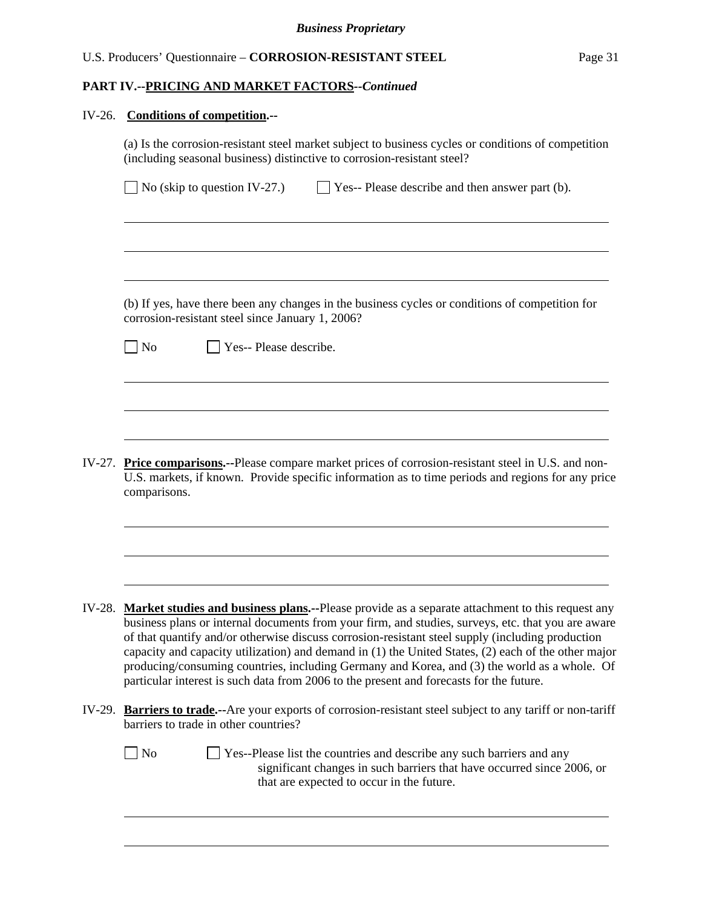## PART IV.--PRICING AND MARKET FACTORS--*Continued*

IV-26. **Conditions of competition.--**

(a) Is the corrosion-resistant steel market subject to business cycles or conditions of competition (including seasonal business) distinctive to corrosion-resistant steel?

☐ No (skip to question IV-27.)  ☐ Yes-- Please describe and then answer part (b).

\_\_\_\_\_\_\_\_\_\_\_\_\_\_\_\_\_\_\_\_\_\_\_\_\_\_\_\_\_\_\_\_\_\_\_\_\_\_\_\_\_\_\_\_\_\_\_\_\_\_\_\_\_\_\_\_\_\_\_\_\_\_\_\_\_\_\_\_\_\_\_\_\_\_\_\_

\_\_\_\_\_\_\_\_\_\_\_\_\_\_\_\_\_\_\_\_\_\_\_\_\_\_\_\_\_\_\_\_\_\_\_\_\_\_\_\_\_\_\_\_\_\_\_\_\_\_\_\_\_\_\_\_\_\_\_\_\_\_\_\_\_\_\_\_\_\_\_\_\_\_\_\_

\_\_\_\_\_\_\_\_\_\_\_\_\_\_\_\_\_\_\_\_\_\_\_\_\_\_\_\_\_\_\_\_\_\_\_\_\_\_\_\_\_\_\_\_\_\_\_\_\_\_\_\_\_\_\_\_\_\_\_\_\_\_\_\_\_\_\_\_\_\_\_\_\_\_\_\_

(b) If yes, have there been any changes in the business cycles or conditions of competition for corrosion-resistant steel since January 1, 2006?

☐ No  ☐ Yes-- Please describe.

\_\_\_\_\_\_\_\_\_\_\_\_\_\_\_\_\_\_\_\_\_\_\_\_\_\_\_\_\_\_\_\_\_\_\_\_\_\_\_\_\_\_\_\_\_\_\_\_\_\_\_\_\_\_\_\_\_\_\_\_\_\_\_\_\_\_\_\_\_\_\_\_\_\_\_\_

\_\_\_\_\_\_\_\_\_\_\_\_\_\_\_\_\_\_\_\_\_\_\_\_\_\_\_\_\_\_\_\_\_\_\_\_\_\_\_\_\_\_\_\_\_\_\_\_\_\_\_\_\_\_\_\_\_\_\_\_\_\_\_\_\_\_\_\_\_\_\_\_\_\_\_\_

\_\_\_\_\_\_\_\_\_\_\_\_\_\_\_\_\_\_\_\_\_\_\_\_\_\_\_\_\_\_\_\_\_\_\_\_\_\_\_\_\_\_\_\_\_\_\_\_\_\_\_\_\_\_\_\_\_\_\_\_\_\_\_\_\_\_\_\_\_\_\_\_\_\_\_\_

IV-27. **Price comparisons.--**Please compare market prices of corrosion-resistant steel in U.S. and non-U.S. markets, if known. Provide specific information as to time periods and regions for any price comparisons.

\_\_\_\_\_\_\_\_\_\_\_\_\_\_\_\_\_\_\_\_\_\_\_\_\_\_\_\_\_\_\_\_\_\_\_\_\_\_\_\_\_\_\_\_\_\_\_\_\_\_\_\_\_\_\_\_\_\_\_\_\_\_\_\_\_\_\_\_\_\_\_\_\_\_\_\_

\_\_\_\_\_\_\_\_\_\_\_\_\_\_\_\_\_\_\_\_\_\_\_\_\_\_\_\_\_\_\_\_\_\_\_\_\_\_\_\_\_\_\_\_\_\_\_\_\_\_\_\_\_\_\_\_\_\_\_\_\_\_\_\_\_\_\_\_\_\_\_\_\_\_\_\_

\_\_\_\_\_\_\_\_\_\_\_\_\_\_\_\_\_\_\_\_\_\_\_\_\_\_\_\_\_\_\_\_\_\_\_\_\_\_\_\_\_\_\_\_\_\_\_\_\_\_\_\_\_\_\_\_\_\_\_\_\_\_\_\_\_\_\_\_\_\_\_\_\_\_\_\_

IV-28. **Market studies and business plans.--**Please provide as a separate attachment to this request any business plans or internal documents from your firm, and studies, surveys, etc. that you are aware of that quantify and/or otherwise discuss corrosion-resistant steel supply (including production capacity and capacity utilization) and demand in (1) the United States, (2) each of the other major producing/consuming countries, including Germany and Korea, and (3) the world as a whole. Of particular interest is such data from 2006 to the present and forecasts for the future.

IV-29. **Barriers to trade.--**Are your exports of corrosion-resistant steel subject to any tariff or non-tariff barriers to trade in other countries?

☐ No  ☐ Yes--Please list the countries and describe any such barriers and any significant changes in such barriers that have occurred since 2006, or that are expected to occur in the future.

\_\_\_\_\_\_\_\_\_\_\_\_\_\_\_\_\_\_\_\_\_\_\_\_\_\_\_\_\_\_\_\_\_\_\_\_\_\_\_\_\_\_\_\_\_\_\_\_\_\_\_\_\_\_\_\_\_\_\_\_\_\_\_\_\_\_\_\_\_\_\_\_\_\_\_\_

\_\_\_\_\_\_\_\_\_\_\_\_\_\_\_\_\_\_\_\_\_\_\_\_\_\_\_\_\_\_\_\_\_\_\_\_\_\_\_\_\_\_\_\_\_\_\_\_\_\_\_\_\_\_\_\_\_\_\_\_\_\_\_\_\_\_\_\_\_\_\_\_\_\_\_\_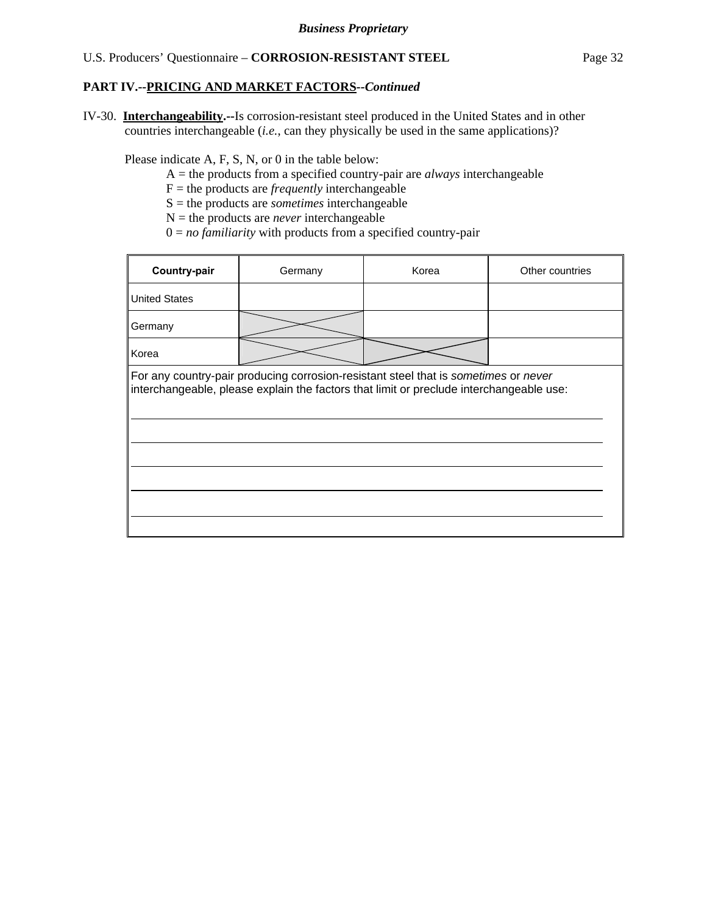**Business Proprietary**

U.S. Producers' Questionnaire – **CORROSION-RESISTANT STEEL**

**PART IV.--PRICING AND MARKET FACTORS--*Continued***

IV-30. **Interchangeability.--**Is corrosion-resistant steel produced in the United States and in other countries interchangeable (*i.e.*, can they physically be used in the same applications)?

Please indicate A, F, S, N, or 0 in the table below:

A = the products from a specified country-pair are *always* interchangeable
F = the products are *frequently* interchangeable
S = the products are *sometimes* interchangeable
N = the products are *never* interchangeable
0 = *no familiarity* with products from a specified country-pair

| **Country-pair** | Germany | Korea | Other countries |
|---|---|---|---|
| United States | | | |
| Germany | X | | |
| Korea | X | X | |

For any country-pair producing corrosion-resistant steel that is *sometimes* or *never* interchangeable, please explain the factors that limit or preclude interchangeable use:

______________________________________________________________________

______________________________________________________________________

______________________________________________________________________

______________________________________________________________________

______________________________________________________________________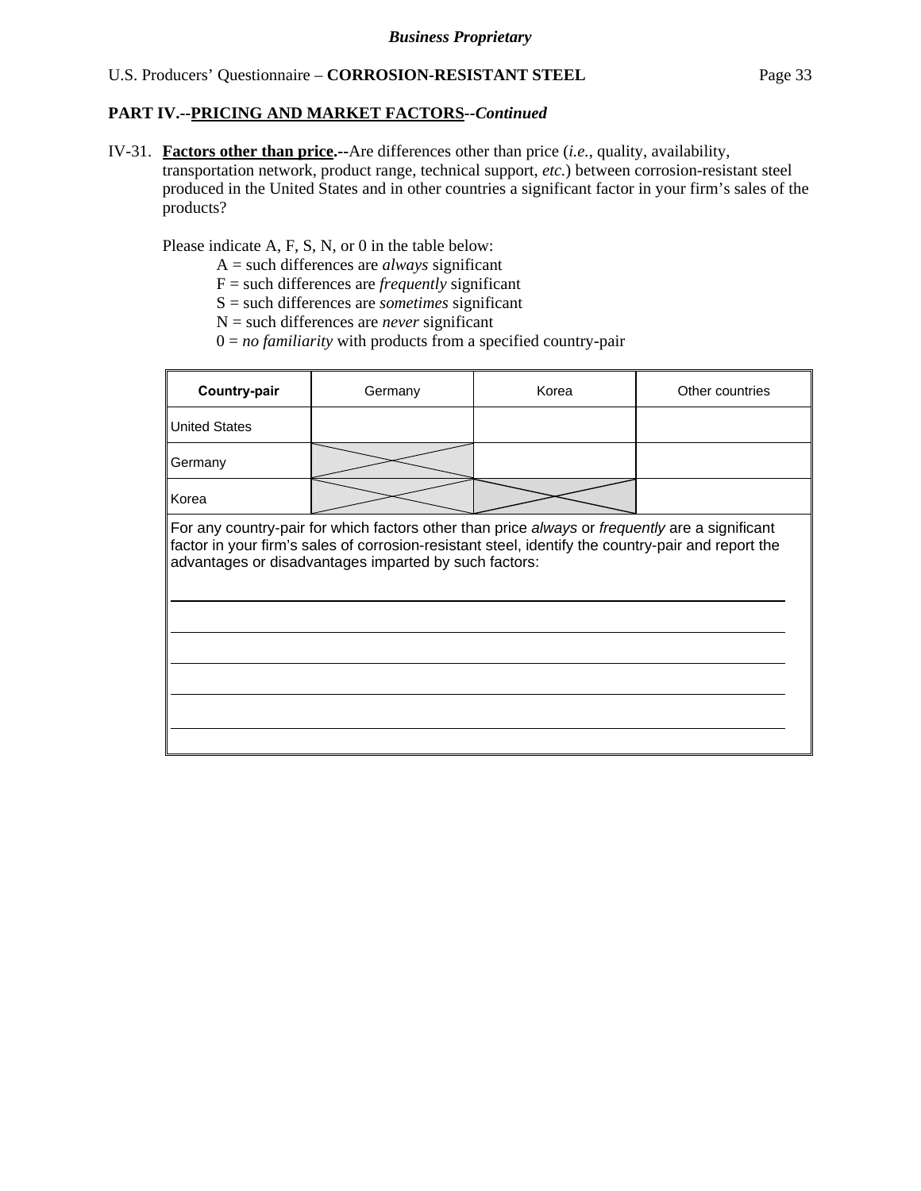*Business Proprietary*

U.S. Producers' Questionnaire – **CORROSION-RESISTANT STEEL**

**PART IV.--PRICING AND MARKET FACTORS--*Continued***

IV-31. **Factors other than price.--**Are differences other than price (*i.e.*, quality, availability, transportation network, product range, technical support, *etc.*) between corrosion-resistant steel produced in the United States and in other countries a significant factor in your firm's sales of the products?

Please indicate A, F, S, N, or 0 in the table below:

A = such differences are *always* significant
F = such differences are *frequently* significant
S = such differences are *sometimes* significant
N = such differences are *never* significant
0 = *no familiarity* with products from a specified country-pair

| **Country-pair** | Germany | Korea | Other countries |
|---|---|---|---|
| United States | | | |
| Germany | X | | |
| Korea | X | X | |

For any country-pair for which factors other than price *always* or *frequently* are a significant factor in your firm's sales of corrosion-resistant steel, identify the country-pair and report the advantages or disadvantages imparted by such factors:

\_\_\_\_\_\_\_\_\_\_\_\_\_\_\_\_\_\_\_\_\_\_\_\_\_\_\_\_\_\_\_\_\_\_\_\_\_\_\_\_\_\_\_\_\_\_\_\_\_\_\_\_\_\_\_\_\_\_\_\_\_\_\_\_\_\_\_\_\_\_

\_\_\_\_\_\_\_\_\_\_\_\_\_\_\_\_\_\_\_\_\_\_\_\_\_\_\_\_\_\_\_\_\_\_\_\_\_\_\_\_\_\_\_\_\_\_\_\_\_\_\_\_\_\_\_\_\_\_\_\_\_\_\_\_\_\_\_\_\_\_

\_\_\_\_\_\_\_\_\_\_\_\_\_\_\_\_\_\_\_\_\_\_\_\_\_\_\_\_\_\_\_\_\_\_\_\_\_\_\_\_\_\_\_\_\_\_\_\_\_\_\_\_\_\_\_\_\_\_\_\_\_\_\_\_\_\_\_\_\_\_

\_\_\_\_\_\_\_\_\_\_\_\_\_\_\_\_\_\_\_\_\_\_\_\_\_\_\_\_\_\_\_\_\_\_\_\_\_\_\_\_\_\_\_\_\_\_\_\_\_\_\_\_\_\_\_\_\_\_\_\_\_\_\_\_\_\_\_\_\_\_

\_\_\_\_\_\_\_\_\_\_\_\_\_\_\_\_\_\_\_\_\_\_\_\_\_\_\_\_\_\_\_\_\_\_\_\_\_\_\_\_\_\_\_\_\_\_\_\_\_\_\_\_\_\_\_\_\_\_\_\_\_\_\_\_\_\_\_\_\_\_